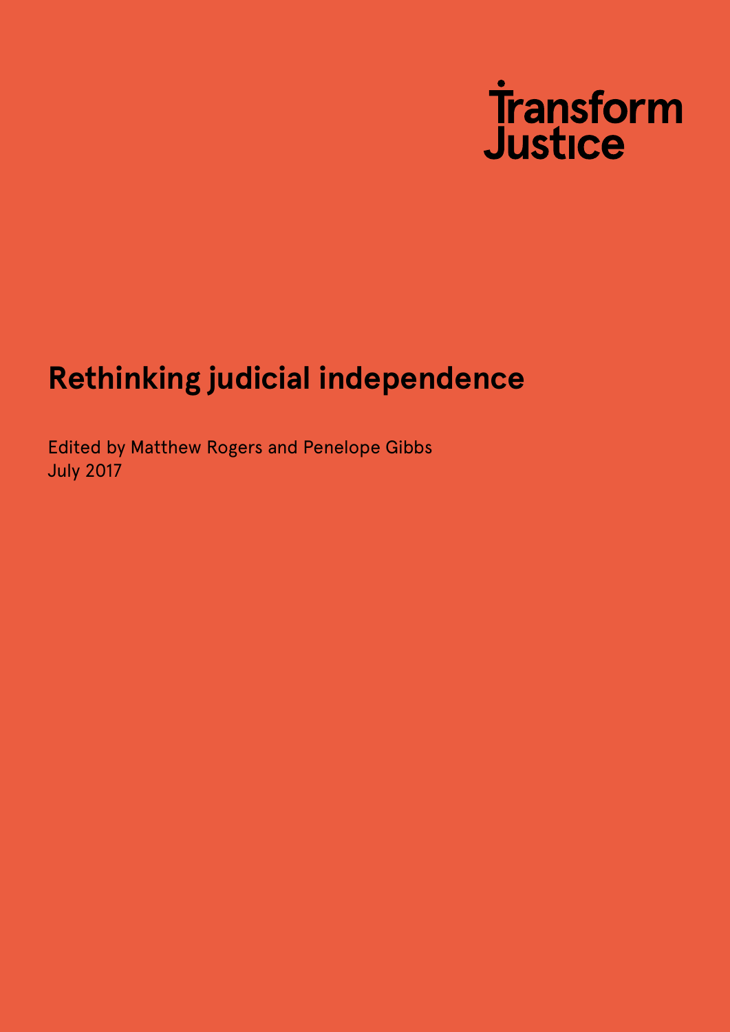Transform Justice

# Rethinking judicial independence

Edited by Matthew Rogers and Penelope Gibbs
July 2017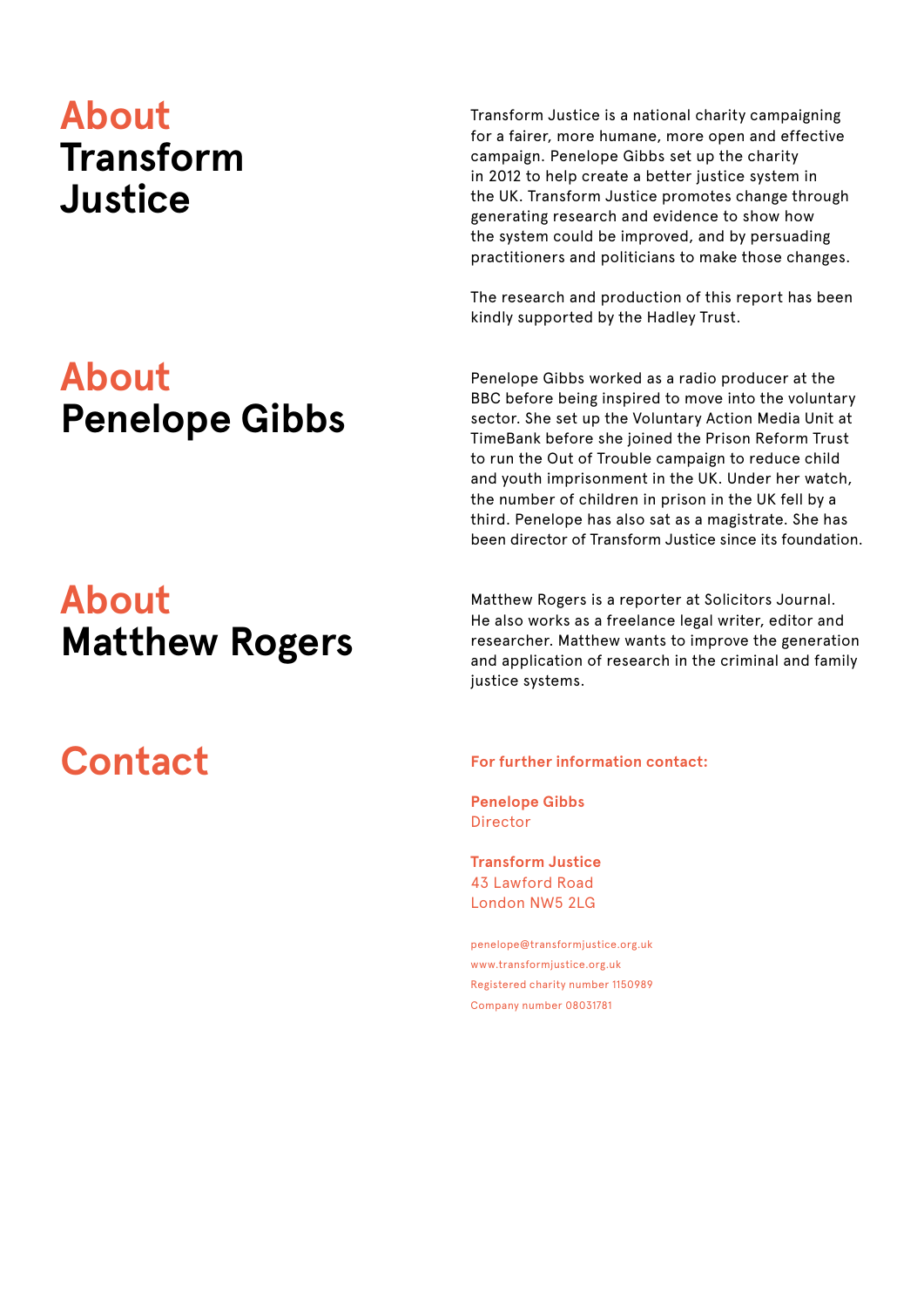## About Transform Justice

Transform Justice is a national charity campaigning for a fairer, more humane, more open and effective campaign. Penelope Gibbs set up the charity in 2012 to help create a better justice system in the UK. Transform Justice promotes change through generating research and evidence to show how the system could be improved, and by persuading practitioners and politicians to make those changes.

The research and production of this report has been kindly supported by the Hadley Trust.

## About Penelope Gibbs

Penelope Gibbs worked as a radio producer at the BBC before being inspired to move into the voluntary sector. She set up the Voluntary Action Media Unit at TimeBank before she joined the Prison Reform Trust to run the Out of Trouble campaign to reduce child and youth imprisonment in the UK. Under her watch, the number of children in prison in the UK fell by a third. Penelope has also sat as a magistrate. She has been director of Transform Justice since its foundation.

## About Matthew Rogers

Matthew Rogers is a reporter at Solicitors Journal. He also works as a freelance legal writer, editor and researcher. Matthew wants to improve the generation and application of research in the criminal and family justice systems.

## Contact

**For further information contact:**

**Penelope Gibbs**
Director

**Transform Justice**
43 Lawford Road
London NW5 2LG

penelope@transformjustice.org.uk
www.transformjustice.org.uk
Registered charity number 1150989
Company number 08031781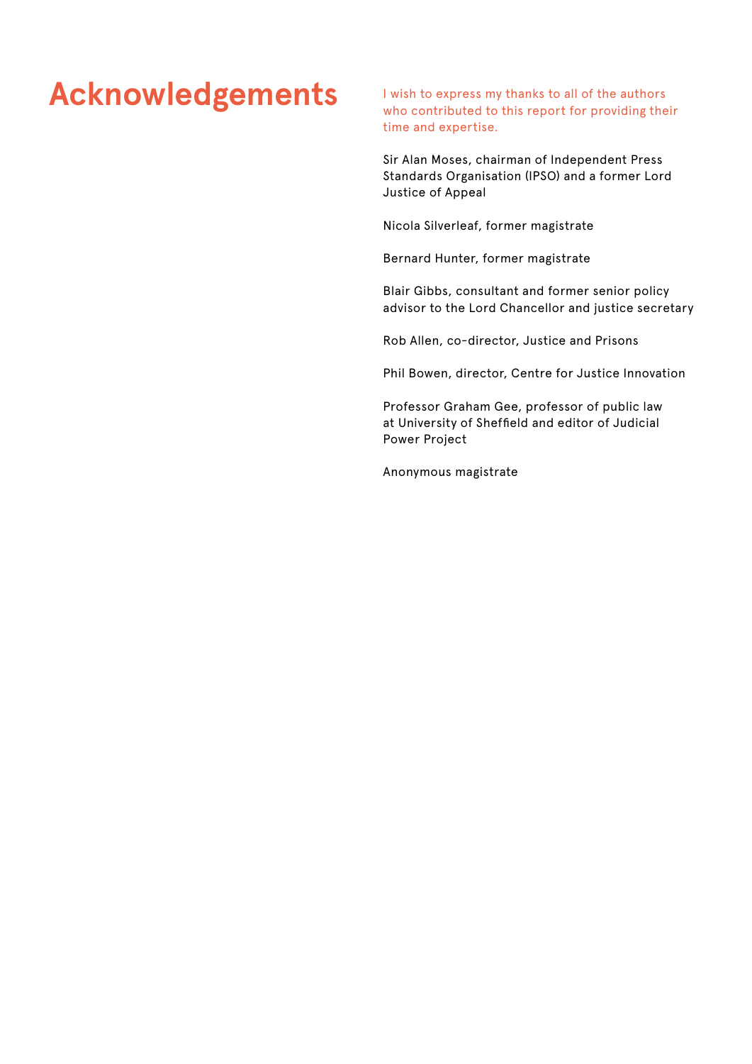# Acknowledgements

I wish to express my thanks to all of the authors who contributed to this report for providing their time and expertise.

Sir Alan Moses, chairman of Independent Press Standards Organisation (IPSO) and a former Lord Justice of Appeal

Nicola Silverleaf, former magistrate

Bernard Hunter, former magistrate

Blair Gibbs, consultant and former senior policy advisor to the Lord Chancellor and justice secretary

Rob Allen, co-director, Justice and Prisons

Phil Bowen, director, Centre for Justice Innovation

Professor Graham Gee, professor of public law at University of Sheffield and editor of Judicial Power Project

Anonymous magistrate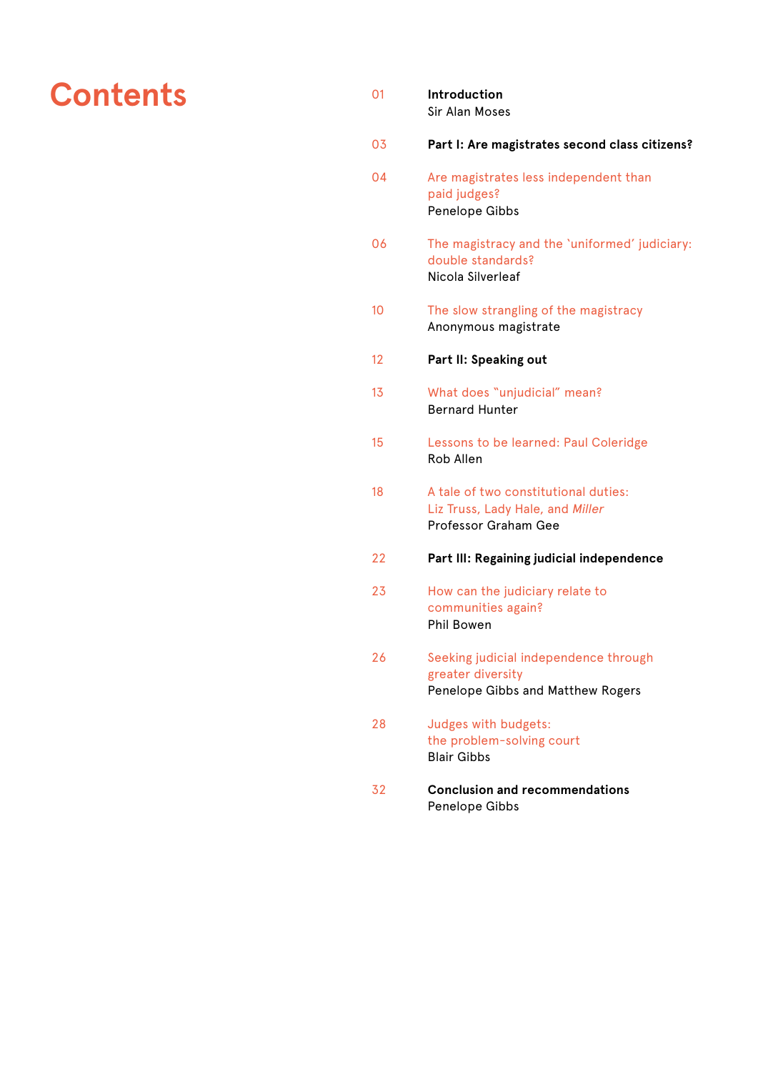# Contents

| | |
|---|---|
| 01 | **Introduction**<br>Sir Alan Moses |
| 03 | **Part I: Are magistrates second class citizens?** |
| 04 | Are magistrates less independent than paid judges?<br>Penelope Gibbs |
| 06 | The magistracy and the 'uniformed' judiciary: double standards?<br>Nicola Silverleaf |
| 10 | The slow strangling of the magistracy<br>Anonymous magistrate |
| 12 | **Part II: Speaking out** |
| 13 | What does "unjudicial" mean?<br>Bernard Hunter |
| 15 | Lessons to be learned: Paul Coleridge<br>Rob Allen |
| 18 | A tale of two constitutional duties: Liz Truss, Lady Hale, and *Miller*<br>Professor Graham Gee |
| 22 | **Part III: Regaining judicial independence** |
| 23 | How can the judiciary relate to communities again?<br>Phil Bowen |
| 26 | Seeking judicial independence through greater diversity<br>Penelope Gibbs and Matthew Rogers |
| 28 | Judges with budgets: the problem-solving court<br>Blair Gibbs |
| 32 | **Conclusion and recommendations**<br>Penelope Gibbs |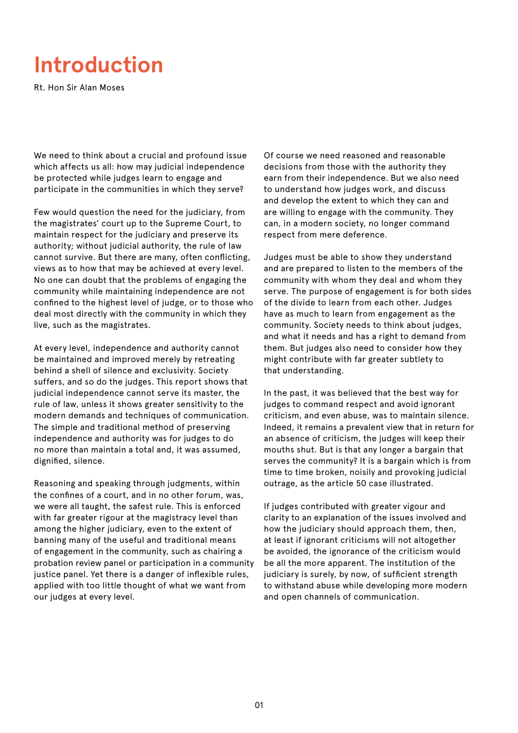# Introduction

Rt. Hon Sir Alan Moses

We need to think about a crucial and profound issue which affects us all: how may judicial independence be protected while judges learn to engage and participate in the communities in which they serve?

Few would question the need for the judiciary, from the magistrates' court up to the Supreme Court, to maintain respect for the judiciary and preserve its authority; without judicial authority, the rule of law cannot survive. But there are many, often conflicting, views as to how that may be achieved at every level. No one can doubt that the problems of engaging the community while maintaining independence are not confined to the highest level of judge, or to those who deal most directly with the community in which they live, such as the magistrates.

At every level, independence and authority cannot be maintained and improved merely by retreating behind a shell of silence and exclusivity. Society suffers, and so do the judges. This report shows that judicial independence cannot serve its master, the rule of law, unless it shows greater sensitivity to the modern demands and techniques of communication. The simple and traditional method of preserving independence and authority was for judges to do no more than maintain a total and, it was assumed, dignified, silence.

Reasoning and speaking through judgments, within the confines of a court, and in no other forum, was, we were all taught, the safest rule. This is enforced with far greater rigour at the magistracy level than among the higher judiciary, even to the extent of banning many of the useful and traditional means of engagement in the community, such as chairing a probation review panel or participation in a community justice panel. Yet there is a danger of inflexible rules, applied with too little thought of what we want from our judges at every level.

Of course we need reasoned and reasonable decisions from those with the authority they earn from their independence. But we also need to understand how judges work, and discuss and develop the extent to which they can and are willing to engage with the community. They can, in a modern society, no longer command respect from mere deference.

Judges must be able to show they understand and are prepared to listen to the members of the community with whom they deal and whom they serve. The purpose of engagement is for both sides of the divide to learn from each other. Judges have as much to learn from engagement as the community. Society needs to think about judges, and what it needs and has a right to demand from them. But judges also need to consider how they might contribute with far greater subtlety to that understanding.

In the past, it was believed that the best way for judges to command respect and avoid ignorant criticism, and even abuse, was to maintain silence. Indeed, it remains a prevalent view that in return for an absence of criticism, the judges will keep their mouths shut. But is that any longer a bargain that serves the community? It is a bargain which is from time to time broken, noisily and provoking judicial outrage, as the article 50 case illustrated.

If judges contributed with greater vigour and clarity to an explanation of the issues involved and how the judiciary should approach them, then, at least if ignorant criticisms will not altogether be avoided, the ignorance of the criticism would be all the more apparent. The institution of the judiciary is surely, by now, of sufficient strength to withstand abuse while developing more modern and open channels of communication.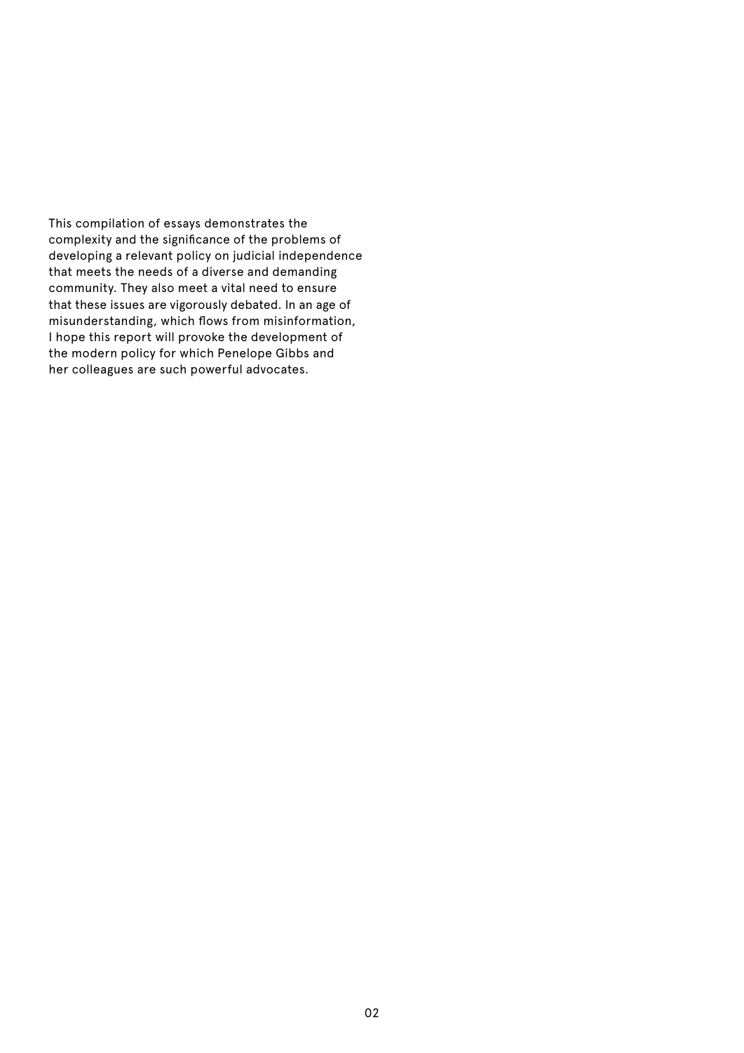This compilation of essays demonstrates the complexity and the significance of the problems of developing a relevant policy on judicial independence that meets the needs of a diverse and demanding community. They also meet a vital need to ensure that these issues are vigorously debated. In an age of misunderstanding, which flows from misinformation, I hope this report will provoke the development of the modern policy for which Penelope Gibbs and her colleagues are such powerful advocates.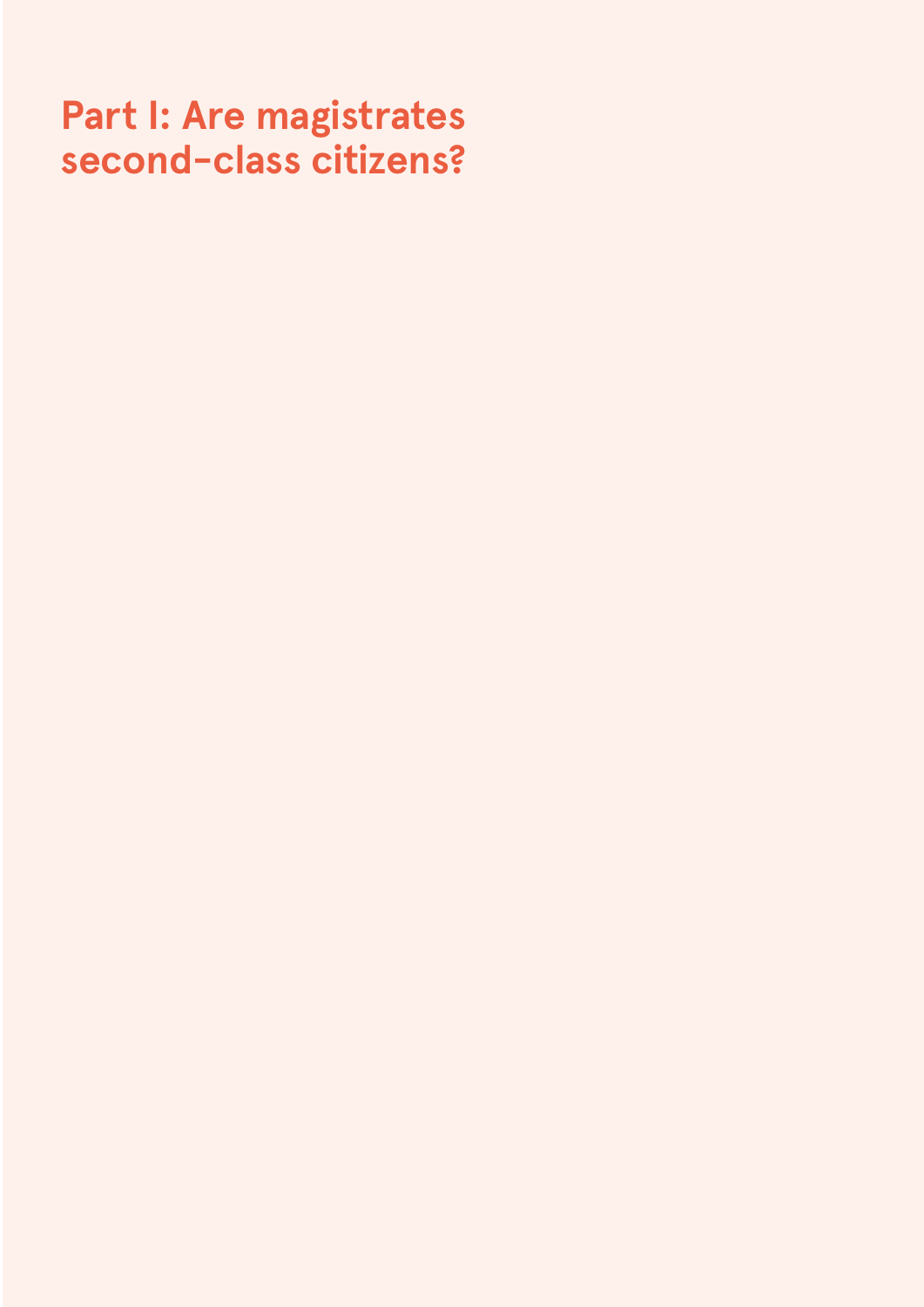# Part I: Are magistrates second-class citizens?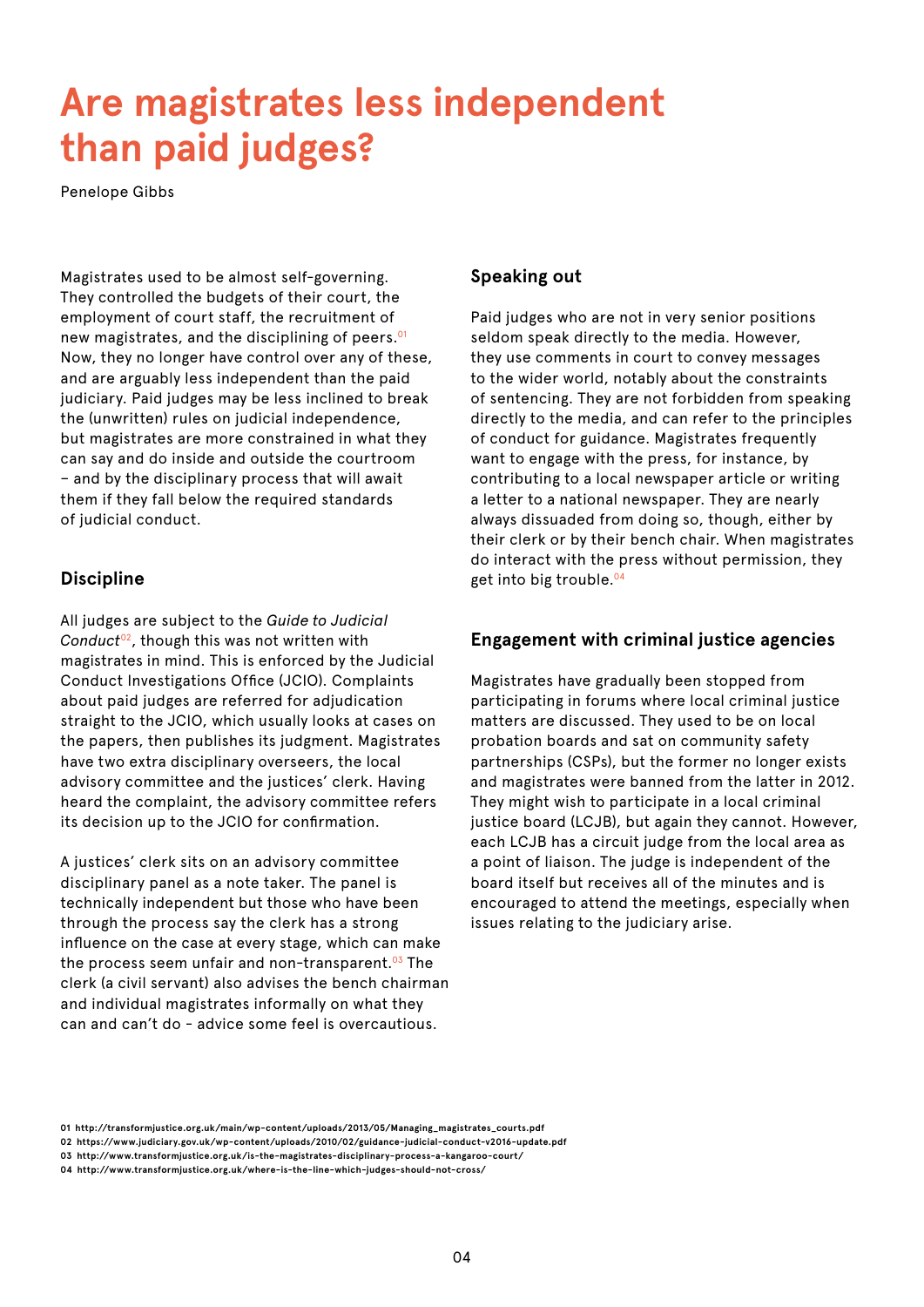# Are magistrates less independent than paid judges?

Penelope Gibbs

Magistrates used to be almost self-governing. They controlled the budgets of their court, the employment of court staff, the recruitment of new magistrates, and the disciplining of peers.[01] Now, they no longer have control over any of these, and are arguably less independent than the paid judiciary. Paid judges may be less inclined to break the (unwritten) rules on judicial independence, but magistrates are more constrained in what they can say and do inside and outside the courtroom – and by the disciplinary process that will await them if they fall below the required standards of judicial conduct.

## Discipline

All judges are subject to the *Guide to Judicial Conduct*[02], though this was not written with magistrates in mind. This is enforced by the Judicial Conduct Investigations Office (JCIO). Complaints about paid judges are referred for adjudication straight to the JCIO, which usually looks at cases on the papers, then publishes its judgment. Magistrates have two extra disciplinary overseers, the local advisory committee and the justices' clerk. Having heard the complaint, the advisory committee refers its decision up to the JCIO for confirmation.

A justices' clerk sits on an advisory committee disciplinary panel as a note taker. The panel is technically independent but those who have been through the process say the clerk has a strong influence on the case at every stage, which can make the process seem unfair and non-transparent.[03] The clerk (a civil servant) also advises the bench chairman and individual magistrates informally on what they can and can't do - advice some feel is overcautious.

## Speaking out

Paid judges who are not in very senior positions seldom speak directly to the media. However, they use comments in court to convey messages to the wider world, notably about the constraints of sentencing. They are not forbidden from speaking directly to the media, and can refer to the principles of conduct for guidance. Magistrates frequently want to engage with the press, for instance, by contributing to a local newspaper article or writing a letter to a national newspaper. They are nearly always dissuaded from doing so, though, either by their clerk or by their bench chair. When magistrates do interact with the press without permission, they get into big trouble.[04]

## Engagement with criminal justice agencies

Magistrates have gradually been stopped from participating in forums where local criminal justice matters are discussed. They used to be on local probation boards and sat on community safety partnerships (CSPs), but the former no longer exists and magistrates were banned from the latter in 2012. They might wish to participate in a local criminal justice board (LCJB), but again they cannot. However, each LCJB has a circuit judge from the local area as a point of liaison. The judge is independent of the board itself but receives all of the minutes and is encouraged to attend the meetings, especially when issues relating to the judiciary arise.

01 http://transformjustice.org.uk/main/wp-content/uploads/2013/05/Managing_magistrates_courts.pdf
02 https://www.judiciary.gov.uk/wp-content/uploads/2010/02/guidance-judicial-conduct-v2016-update.pdf
03 http://www.transformjustice.org.uk/is-the-magistrates-disciplinary-process-a-kangaroo-court/
04 http://www.transformjustice.org.uk/where-is-the-line-which-judges-should-not-cross/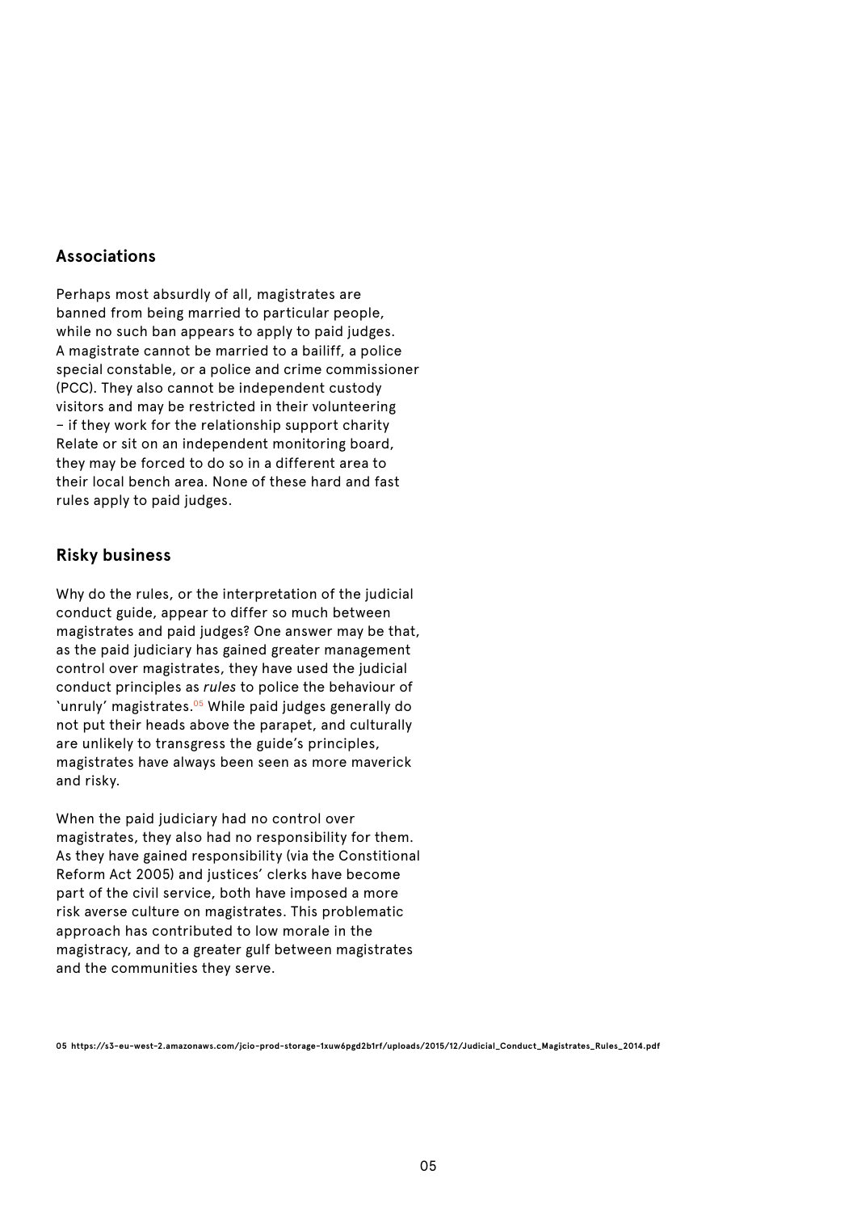## Associations

Perhaps most absurdly of all, magistrates are banned from being married to particular people, while no such ban appears to apply to paid judges. A magistrate cannot be married to a bailiff, a police special constable, or a police and crime commissioner (PCC). They also cannot be independent custody visitors and may be restricted in their volunteering – if they work for the relationship support charity Relate or sit on an independent monitoring board, they may be forced to do so in a different area to their local bench area. None of these hard and fast rules apply to paid judges.

## Risky business

Why do the rules, or the interpretation of the judicial conduct guide, appear to differ so much between magistrates and paid judges? One answer may be that, as the paid judiciary has gained greater management control over magistrates, they have used the judicial conduct principles as *rules* to police the behaviour of 'unruly' magistrates.[05] While paid judges generally do not put their heads above the parapet, and culturally are unlikely to transgress the guide's principles, magistrates have always been seen as more maverick and risky.

When the paid judiciary had no control over magistrates, they also had no responsibility for them. As they have gained responsibility (via the Constitional Reform Act 2005) and justices' clerks have become part of the civil service, both have imposed a more risk averse culture on magistrates. This problematic approach has contributed to low morale in the magistracy, and to a greater gulf between magistrates and the communities they serve.

05 https://s3-eu-west-2.amazonaws.com/jcio-prod-storage-1xuw6pgd2b1rf/uploads/2015/12/Judicial_Conduct_Magistrates_Rules_2014.pdf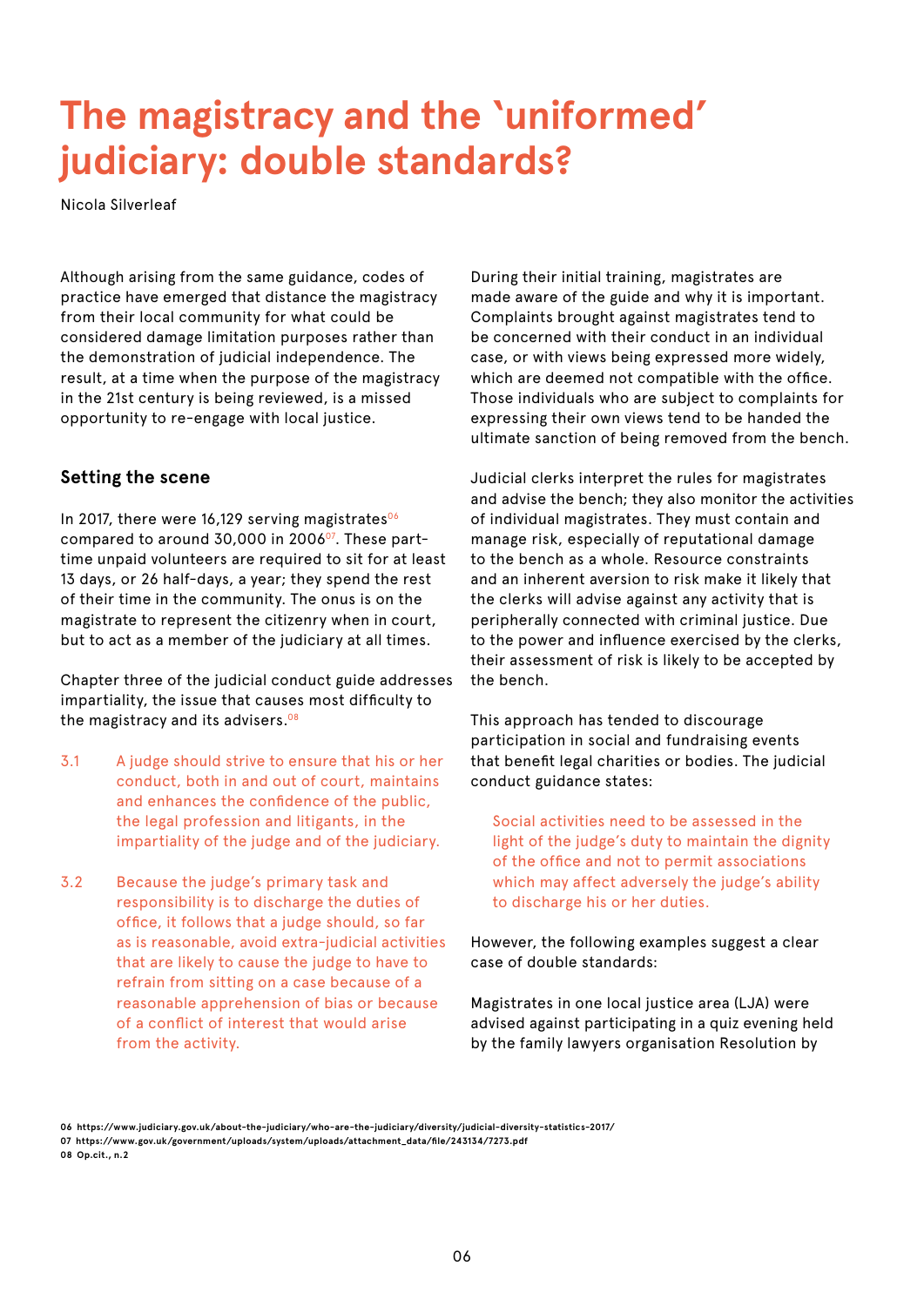# The magistracy and the 'uniformed' judiciary: double standards?

Nicola Silverleaf

Although arising from the same guidance, codes of practice have emerged that distance the magistracy from their local community for what could be considered damage limitation purposes rather than the demonstration of judicial independence. The result, at a time when the purpose of the magistracy in the 21st century is being reviewed, is a missed opportunity to re-engage with local justice.

## Setting the scene

In 2017, there were 16,129 serving magistrates[06] compared to around 30,000 in 2006[07]. These part-time unpaid volunteers are required to sit for at least 13 days, or 26 half-days, a year; they spend the rest of their time in the community. The onus is on the magistrate to represent the citizenry when in court, but to act as a member of the judiciary at all times.

Chapter three of the judicial conduct guide addresses impartiality, the issue that causes most difficulty to the magistracy and its advisers.[08]

> 3.1 A judge should strive to ensure that his or her conduct, both in and out of court, maintains and enhances the confidence of the public, the legal profession and litigants, in the impartiality of the judge and of the judiciary.
>
> 3.2 Because the judge's primary task and responsibility is to discharge the duties of office, it follows that a judge should, so far as is reasonable, avoid extra-judicial activities that are likely to cause the judge to have to refrain from sitting on a case because of a reasonable apprehension of bias or because of a conflict of interest that would arise from the activity.

During their initial training, magistrates are made aware of the guide and why it is important. Complaints brought against magistrates tend to be concerned with their conduct in an individual case, or with views being expressed more widely, which are deemed not compatible with the office. Those individuals who are subject to complaints for expressing their own views tend to be handed the ultimate sanction of being removed from the bench.

Judicial clerks interpret the rules for magistrates and advise the bench; they also monitor the activities of individual magistrates. They must contain and manage risk, especially of reputational damage to the bench as a whole. Resource constraints and an inherent aversion to risk make it likely that the clerks will advise against any activity that is peripherally connected with criminal justice. Due to the power and influence exercised by the clerks, their assessment of risk is likely to be accepted by the bench.

This approach has tended to discourage participation in social and fundraising events that benefit legal charities or bodies. The judicial conduct guidance states:

> Social activities need to be assessed in the light of the judge's duty to maintain the dignity of the office and not to permit associations which may affect adversely the judge's ability to discharge his or her duties.

However, the following examples suggest a clear case of double standards:

Magistrates in one local justice area (LJA) were advised against participating in a quiz evening held by the family lawyers organisation Resolution by

---

06 https://www.judiciary.gov.uk/about-the-judiciary/who-are-the-judiciary/diversity/judicial-diversity-statistics-2017/
07 https://www.gov.uk/government/uploads/system/uploads/attachment_data/file/243134/7273.pdf
08 Op.cit., n.2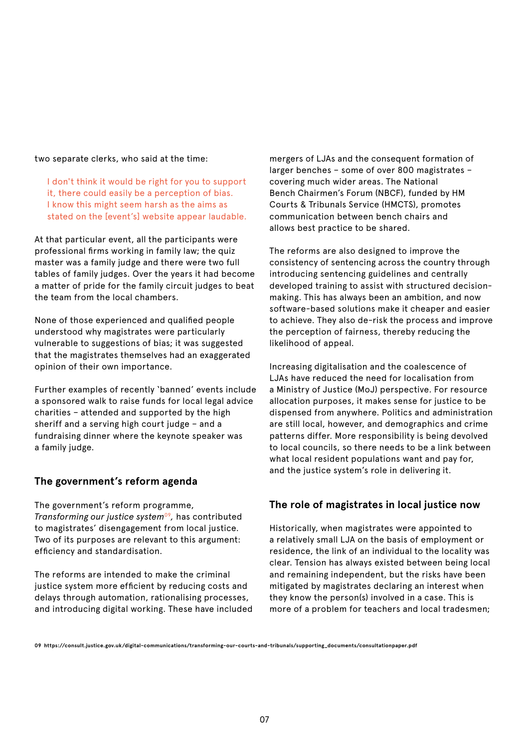two separate clerks, who said at the time:

> I don't think it would be right for you to support it, there could easily be a perception of bias. I know this might seem harsh as the aims as stated on the [event's] website appear laudable.

At that particular event, all the participants were professional firms working in family law; the quiz master was a family judge and there were two full tables of family judges. Over the years it had become a matter of pride for the family circuit judges to beat the team from the local chambers.

None of those experienced and qualified people understood why magistrates were particularly vulnerable to suggestions of bias; it was suggested that the magistrates themselves had an exaggerated opinion of their own importance.

Further examples of recently 'banned' events include a sponsored walk to raise funds for local legal advice charities – attended and supported by the high sheriff and a serving high court judge – and a fundraising dinner where the keynote speaker was a family judge.

## The government's reform agenda

The government's reform programme, *Transforming our justice system*[09], has contributed to magistrates' disengagement from local justice. Two of its purposes are relevant to this argument: efficiency and standardisation.

The reforms are intended to make the criminal justice system more efficient by reducing costs and delays through automation, rationalising processes, and introducing digital working. These have included mergers of LJAs and the consequent formation of larger benches – some of over 800 magistrates – covering much wider areas. The National Bench Chairmen's Forum (NBCF), funded by HM Courts & Tribunals Service (HMCTS), promotes communication between bench chairs and allows best practice to be shared.

The reforms are also designed to improve the consistency of sentencing across the country through introducing sentencing guidelines and centrally developed training to assist with structured decision-making. This has always been an ambition, and now software-based solutions make it cheaper and easier to achieve. They also de-risk the process and improve the perception of fairness, thereby reducing the likelihood of appeal.

Increasing digitalisation and the coalescence of LJAs have reduced the need for localisation from a Ministry of Justice (MoJ) perspective. For resource allocation purposes, it makes sense for justice to be dispensed from anywhere. Politics and administration are still local, however, and demographics and crime patterns differ. More responsibility is being devolved to local councils, so there needs to be a link between what local resident populations want and pay for, and the justice system's role in delivering it.

## The role of magistrates in local justice now

Historically, when magistrates were appointed to a relatively small LJA on the basis of employment or residence, the link of an individual to the locality was clear. Tension has always existed between being local and remaining independent, but the risks have been mitigated by magistrates declaring an interest when they know the person(s) involved in a case. This is more of a problem for teachers and local tradesmen;

09 https://consult.justice.gov.uk/digital-communications/transforming-our-courts-and-tribunals/supporting_documents/consultationpaper.pdf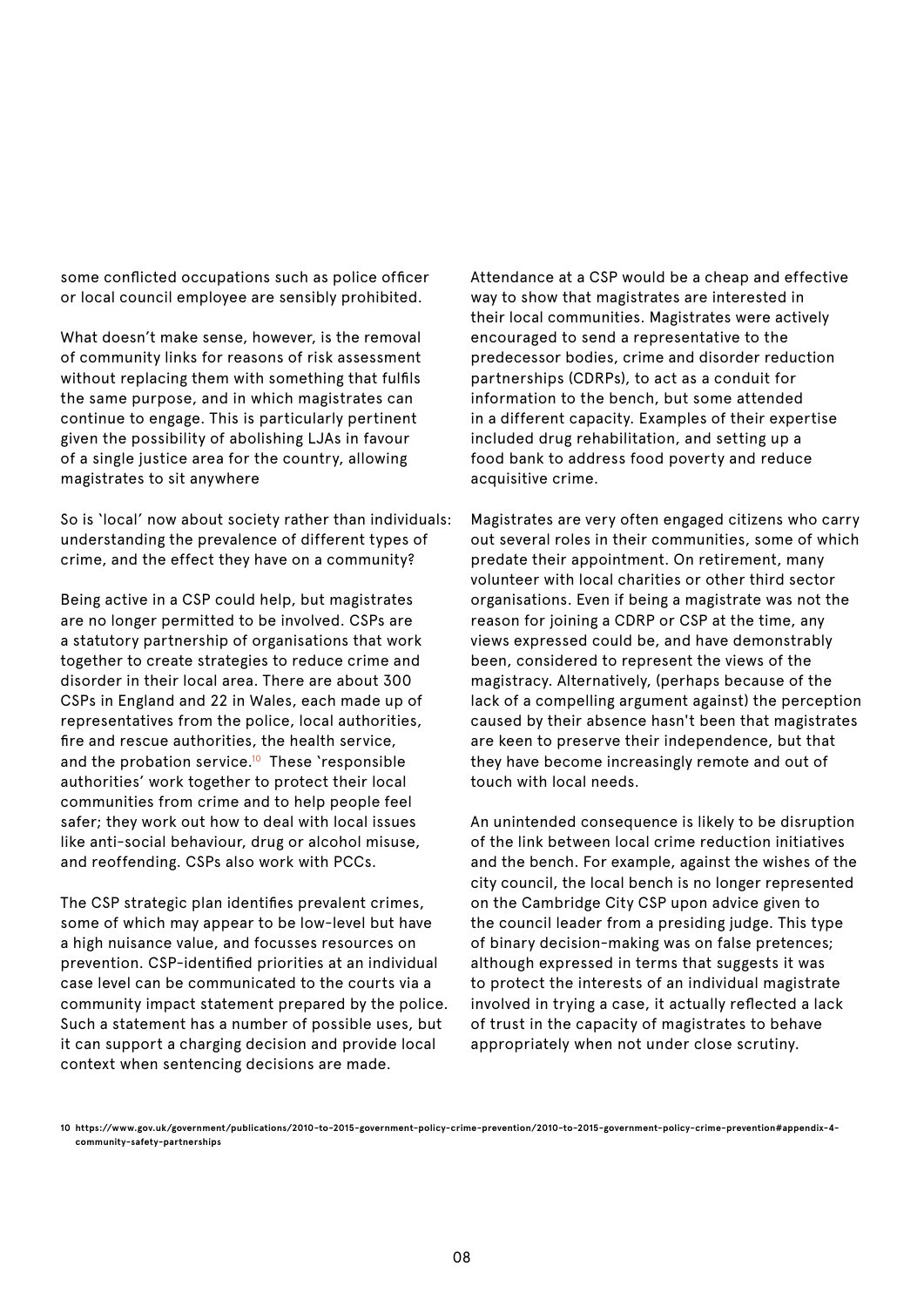some conflicted occupations such as police officer or local council employee are sensibly prohibited.

What doesn't make sense, however, is the removal of community links for reasons of risk assessment without replacing them with something that fulfils the same purpose, and in which magistrates can continue to engage. This is particularly pertinent given the possibility of abolishing LJAs in favour of a single justice area for the country, allowing magistrates to sit anywhere

So is 'local' now about society rather than individuals: understanding the prevalence of different types of crime, and the effect they have on a community?

Being active in a CSP could help, but magistrates are no longer permitted to be involved. CSPs are a statutory partnership of organisations that work together to create strategies to reduce crime and disorder in their local area. There are about 300 CSPs in England and 22 in Wales, each made up of representatives from the police, local authorities, fire and rescue authorities, the health service, and the probation service.[10] These 'responsible authorities' work together to protect their local communities from crime and to help people feel safer; they work out how to deal with local issues like anti-social behaviour, drug or alcohol misuse, and reoffending. CSPs also work with PCCs.

The CSP strategic plan identifies prevalent crimes, some of which may appear to be low-level but have a high nuisance value, and focusses resources on prevention. CSP-identified priorities at an individual case level can be communicated to the courts via a community impact statement prepared by the police. Such a statement has a number of possible uses, but it can support a charging decision and provide local context when sentencing decisions are made.

Attendance at a CSP would be a cheap and effective way to show that magistrates are interested in their local communities. Magistrates were actively encouraged to send a representative to the predecessor bodies, crime and disorder reduction partnerships (CDRPs), to act as a conduit for information to the bench, but some attended in a different capacity. Examples of their expertise included drug rehabilitation, and setting up a food bank to address food poverty and reduce acquisitive crime.

Magistrates are very often engaged citizens who carry out several roles in their communities, some of which predate their appointment. On retirement, many volunteer with local charities or other third sector organisations. Even if being a magistrate was not the reason for joining a CDRP or CSP at the time, any views expressed could be, and have demonstrably been, considered to represent the views of the magistracy. Alternatively, (perhaps because of the lack of a compelling argument against) the perception caused by their absence hasn't been that magistrates are keen to preserve their independence, but that they have become increasingly remote and out of touch with local needs.

An unintended consequence is likely to be disruption of the link between local crime reduction initiatives and the bench. For example, against the wishes of the city council, the local bench is no longer represented on the Cambridge City CSP upon advice given to the council leader from a presiding judge. This type of binary decision-making was on false pretences; although expressed in terms that suggests it was to protect the interests of an individual magistrate involved in trying a case, it actually reflected a lack of trust in the capacity of magistrates to behave appropriately when not under close scrutiny.

10 https://www.gov.uk/government/publications/2010-to-2015-government-policy-crime-prevention/2010-to-2015-government-policy-crime-prevention#appendix-4-community-safety-partnerships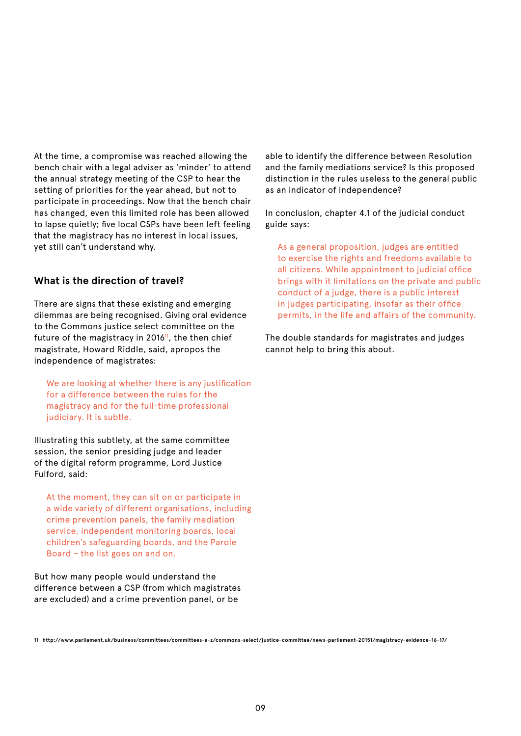At the time, a compromise was reached allowing the bench chair with a legal adviser as 'minder' to attend the annual strategy meeting of the CSP to hear the setting of priorities for the year ahead, but not to participate in proceedings. Now that the bench chair has changed, even this limited role has been allowed to lapse quietly; five local CSPs have been left feeling that the magistracy has no interest in local issues, yet still can't understand why.

### What is the direction of travel?

There are signs that these existing and emerging dilemmas are being recognised. Giving oral evidence to the Commons justice select committee on the future of the magistracy in 2016[11], the then chief magistrate, Howard Riddle, said, apropos the independence of magistrates:

> We are looking at whether there is any justification for a difference between the rules for the magistracy and for the full-time professional judiciary. It is subtle.

Illustrating this subtlety, at the same committee session, the senior presiding judge and leader of the digital reform programme, Lord Justice Fulford, said:

> At the moment, they can sit on or participate in a wide variety of different organisations, including crime prevention panels, the family mediation service, independent monitoring boards, local children's safeguarding boards, and the Parole Board – the list goes on and on.

But how many people would understand the difference between a CSP (from which magistrates are excluded) and a crime prevention panel, or be able to identify the difference between Resolution and the family mediations service? Is this proposed distinction in the rules useless to the general public as an indicator of independence?

In conclusion, chapter 4.1 of the judicial conduct guide says:

> As a general proposition, judges are entitled to exercise the rights and freedoms available to all citizens. While appointment to judicial office brings with it limitations on the private and public conduct of a judge, there is a public interest in judges participating, insofar as their office permits, in the life and affairs of the community.

The double standards for magistrates and judges cannot help to bring this about.

11 http://www.parliament.uk/business/committees/committees-a-z/commons-select/justice-committee/news-parliament-20151/magistracy-evidence-16-17/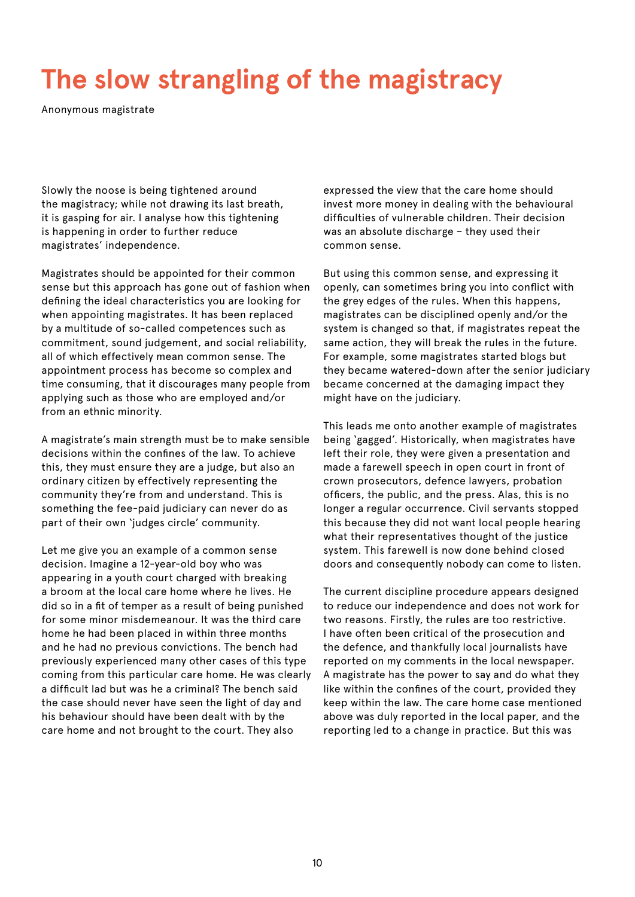# The slow strangling of the magistracy

Anonymous magistrate

Slowly the noose is being tightened around the magistracy; while not drawing its last breath, it is gasping for air. I analyse how this tightening is happening in order to further reduce magistrates' independence.

Magistrates should be appointed for their common sense but this approach has gone out of fashion when defining the ideal characteristics you are looking for when appointing magistrates. It has been replaced by a multitude of so-called competences such as commitment, sound judgement, and social reliability, all of which effectively mean common sense. The appointment process has become so complex and time consuming, that it discourages many people from applying such as those who are employed and/or from an ethnic minority.

A magistrate's main strength must be to make sensible decisions within the confines of the law. To achieve this, they must ensure they are a judge, but also an ordinary citizen by effectively representing the community they're from and understand. This is something the fee-paid judiciary can never do as part of their own 'judges circle' community.

Let me give you an example of a common sense decision. Imagine a 12-year-old boy who was appearing in a youth court charged with breaking a broom at the local care home where he lives. He did so in a fit of temper as a result of being punished for some minor misdemeanour. It was the third care home he had been placed in within three months and he had no previous convictions. The bench had previously experienced many other cases of this type coming from this particular care home. He was clearly a difficult lad but was he a criminal? The bench said the case should never have seen the light of day and his behaviour should have been dealt with by the care home and not brought to the court. They also expressed the view that the care home should invest more money in dealing with the behavioural difficulties of vulnerable children. Their decision was an absolute discharge – they used their common sense.

But using this common sense, and expressing it openly, can sometimes bring you into conflict with the grey edges of the rules. When this happens, magistrates can be disciplined openly and/or the system is changed so that, if magistrates repeat the same action, they will break the rules in the future. For example, some magistrates started blogs but they became watered-down after the senior judiciary became concerned at the damaging impact they might have on the judiciary.

This leads me onto another example of magistrates being 'gagged'. Historically, when magistrates have left their role, they were given a presentation and made a farewell speech in open court in front of crown prosecutors, defence lawyers, probation officers, the public, and the press. Alas, this is no longer a regular occurrence. Civil servants stopped this because they did not want local people hearing what their representatives thought of the justice system. This farewell is now done behind closed doors and consequently nobody can come to listen.

The current discipline procedure appears designed to reduce our independence and does not work for two reasons. Firstly, the rules are too restrictive. I have often been critical of the prosecution and the defence, and thankfully local journalists have reported on my comments in the local newspaper. A magistrate has the power to say and do what they like within the confines of the court, provided they keep within the law. The care home case mentioned above was duly reported in the local paper, and the reporting led to a change in practice. But this was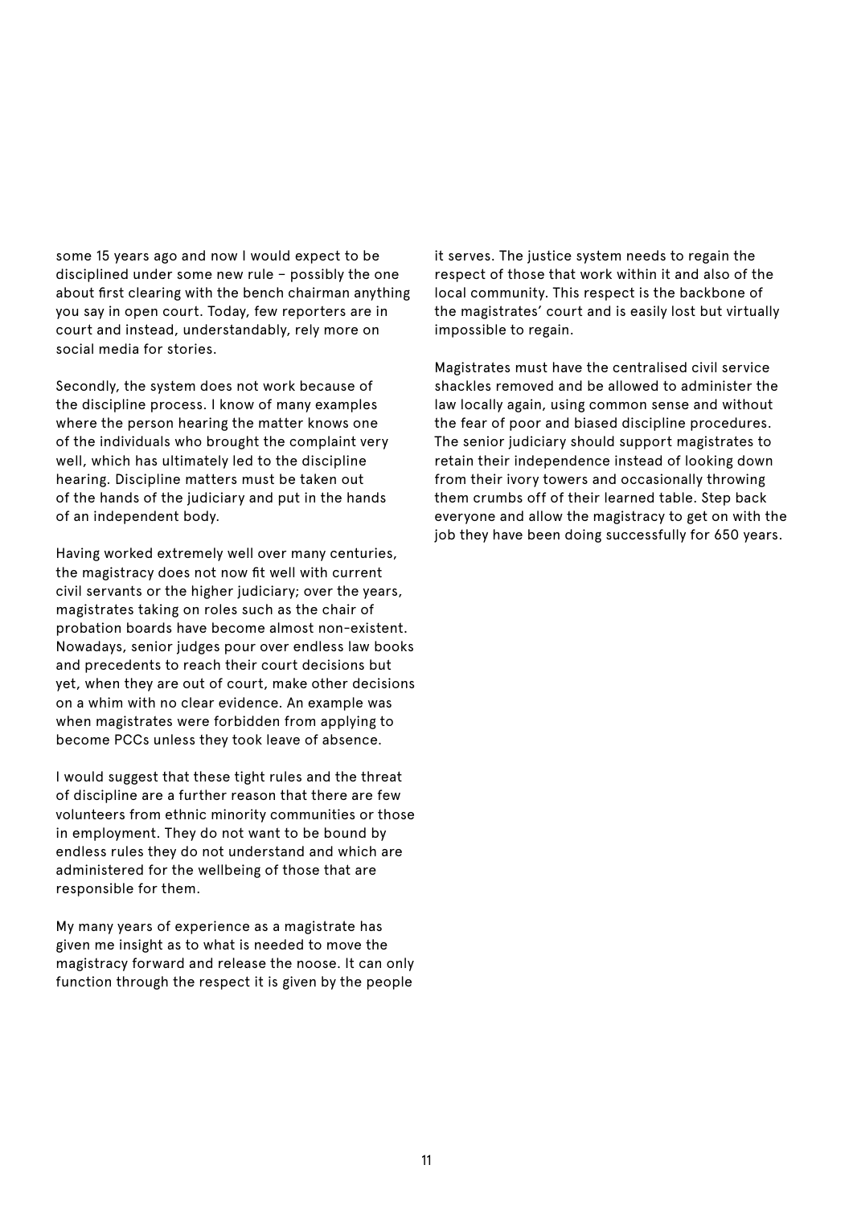some 15 years ago and now I would expect to be disciplined under some new rule – possibly the one about first clearing with the bench chairman anything you say in open court. Today, few reporters are in court and instead, understandably, rely more on social media for stories.

Secondly, the system does not work because of the discipline process. I know of many examples where the person hearing the matter knows one of the individuals who brought the complaint very well, which has ultimately led to the discipline hearing. Discipline matters must be taken out of the hands of the judiciary and put in the hands of an independent body.

Having worked extremely well over many centuries, the magistracy does not now fit well with current civil servants or the higher judiciary; over the years, magistrates taking on roles such as the chair of probation boards have become almost non-existent. Nowadays, senior judges pour over endless law books and precedents to reach their court decisions but yet, when they are out of court, make other decisions on a whim with no clear evidence. An example was when magistrates were forbidden from applying to become PCCs unless they took leave of absence.

I would suggest that these tight rules and the threat of discipline are a further reason that there are few volunteers from ethnic minority communities or those in employment. They do not want to be bound by endless rules they do not understand and which are administered for the wellbeing of those that are responsible for them.

My many years of experience as a magistrate has given me insight as to what is needed to move the magistracy forward and release the noose. It can only function through the respect it is given by the people it serves. The justice system needs to regain the respect of those that work within it and also of the local community. This respect is the backbone of the magistrates' court and is easily lost but virtually impossible to regain.

Magistrates must have the centralised civil service shackles removed and be allowed to administer the law locally again, using common sense and without the fear of poor and biased discipline procedures. The senior judiciary should support magistrates to retain their independence instead of looking down from their ivory towers and occasionally throwing them crumbs off of their learned table. Step back everyone and allow the magistracy to get on with the job they have been doing successfully for 650 years.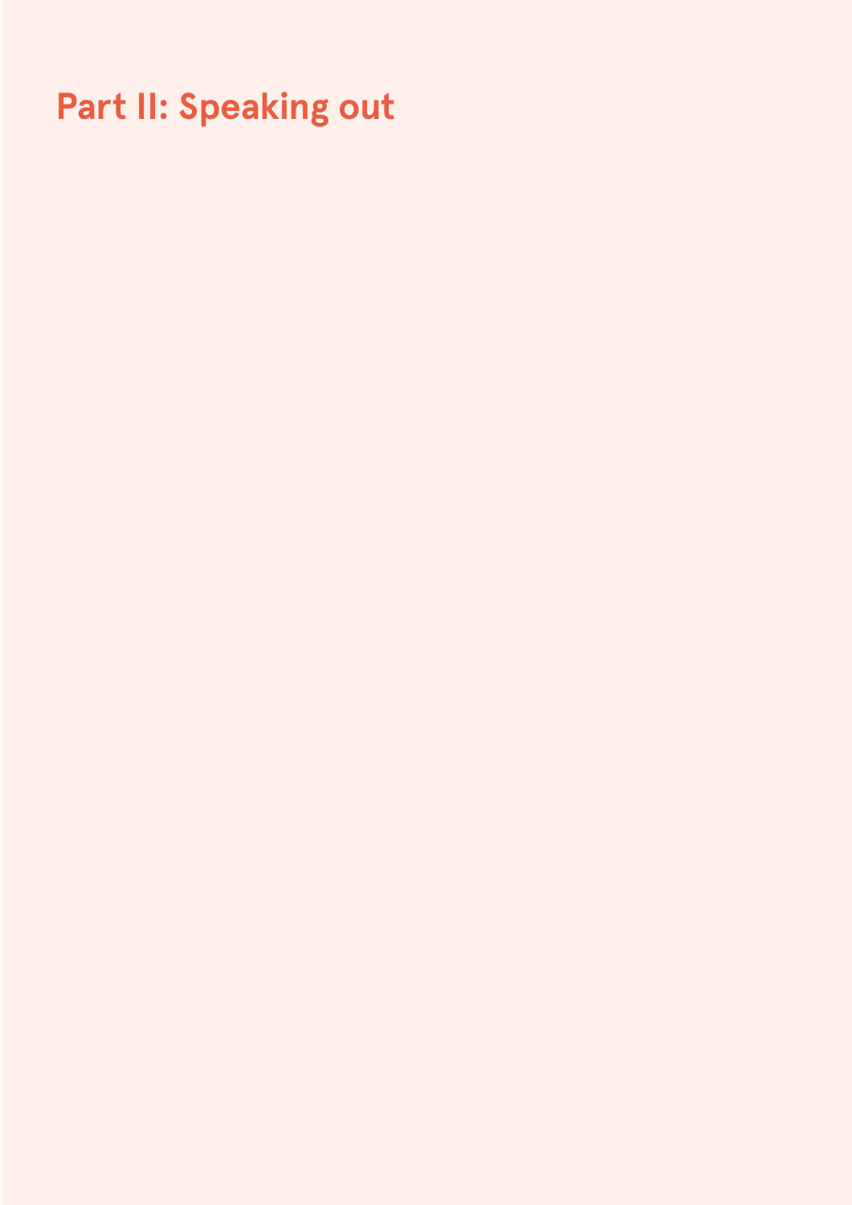# Part II: Speaking out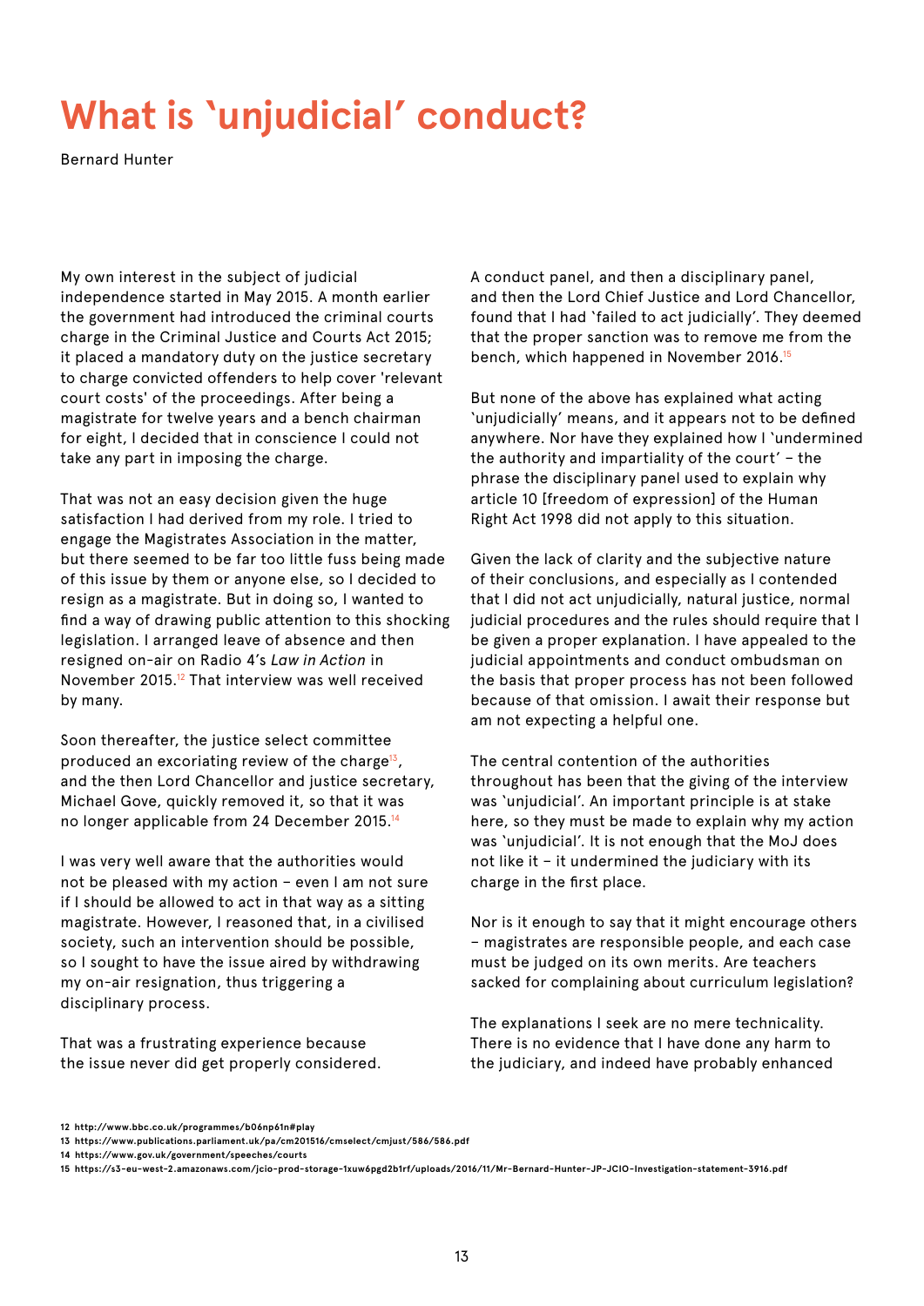# What is 'unjudicial' conduct?

Bernard Hunter

My own interest in the subject of judicial independence started in May 2015. A month earlier the government had introduced the criminal courts charge in the Criminal Justice and Courts Act 2015; it placed a mandatory duty on the justice secretary to charge convicted offenders to help cover 'relevant court costs' of the proceedings. After being a magistrate for twelve years and a bench chairman for eight, I decided that in conscience I could not take any part in imposing the charge.

That was not an easy decision given the huge satisfaction I had derived from my role. I tried to engage the Magistrates Association in the matter, but there seemed to be far too little fuss being made of this issue by them or anyone else, so I decided to resign as a magistrate. But in doing so, I wanted to find a way of drawing public attention to this shocking legislation. I arranged leave of absence and then resigned on-air on Radio 4's *Law in Action* in November 2015.[12] That interview was well received by many.

Soon thereafter, the justice select committee produced an excoriating review of the charge[13], and the then Lord Chancellor and justice secretary, Michael Gove, quickly removed it, so that it was no longer applicable from 24 December 2015.[14]

I was very well aware that the authorities would not be pleased with my action – even I am not sure if I should be allowed to act in that way as a sitting magistrate. However, I reasoned that, in a civilised society, such an intervention should be possible, so I sought to have the issue aired by withdrawing my on-air resignation, thus triggering a disciplinary process.

That was a frustrating experience because the issue never did get properly considered. A conduct panel, and then a disciplinary panel, and then the Lord Chief Justice and Lord Chancellor, found that I had 'failed to act judicially'. They deemed that the proper sanction was to remove me from the bench, which happened in November 2016.[15]

But none of the above has explained what acting 'unjudicially' means, and it appears not to be defined anywhere. Nor have they explained how I 'undermined the authority and impartiality of the court' – the phrase the disciplinary panel used to explain why article 10 [freedom of expression] of the Human Right Act 1998 did not apply to this situation.

Given the lack of clarity and the subjective nature of their conclusions, and especially as I contended that I did not act unjudicially, natural justice, normal judicial procedures and the rules should require that I be given a proper explanation. I have appealed to the judicial appointments and conduct ombudsman on the basis that proper process has not been followed because of that omission. I await their response but am not expecting a helpful one.

The central contention of the authorities throughout has been that the giving of the interview was 'unjudicial'. An important principle is at stake here, so they must be made to explain why my action was 'unjudicial'. It is not enough that the MoJ does not like it – it undermined the judiciary with its charge in the first place.

Nor is it enough to say that it might encourage others – magistrates are responsible people, and each case must be judged on its own merits. Are teachers sacked for complaining about curriculum legislation?

The explanations I seek are no mere technicality. There is no evidence that I have done any harm to the judiciary, and indeed have probably enhanced

---

12 http://www.bbc.co.uk/programmes/b06np61n#play

13 https://www.publications.parliament.uk/pa/cm201516/cmselect/cmjust/586/586.pdf

14 https://www.gov.uk/government/speeches/courts

15 https://s3-eu-west-2.amazonaws.com/jcio-prod-storage-1xuw6pgd2b1rf/uploads/2016/11/Mr-Bernard-Hunter-JP-JCIO-Investigation-statement-3916.pdf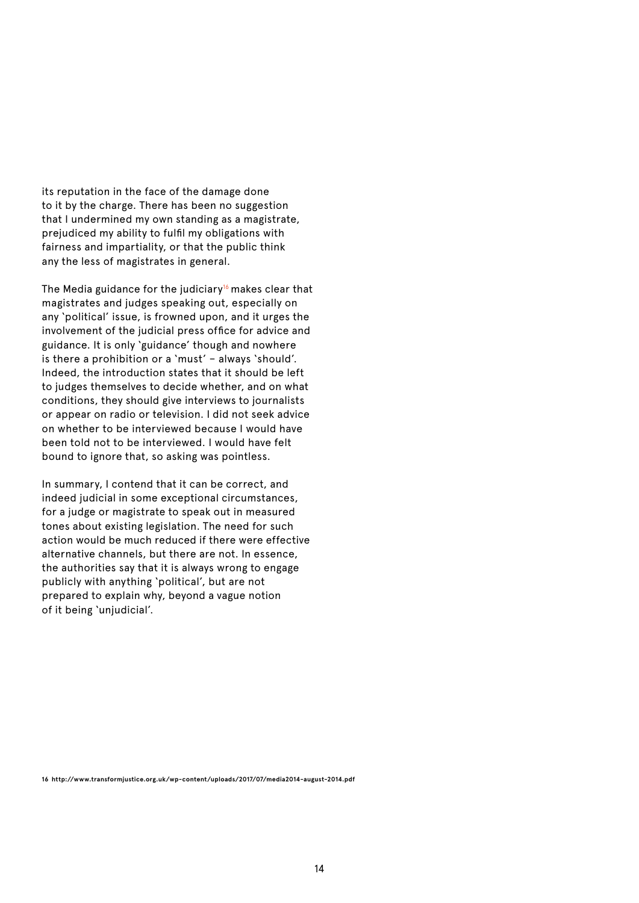its reputation in the face of the damage done to it by the charge. There has been no suggestion that I undermined my own standing as a magistrate, prejudiced my ability to fulfil my obligations with fairness and impartiality, or that the public think any the less of magistrates in general.

The Media guidance for the judiciary[16] makes clear that magistrates and judges speaking out, especially on any 'political' issue, is frowned upon, and it urges the involvement of the judicial press office for advice and guidance. It is only 'guidance' though and nowhere is there a prohibition or a 'must' – always 'should'. Indeed, the introduction states that it should be left to judges themselves to decide whether, and on what conditions, they should give interviews to journalists or appear on radio or television. I did not seek advice on whether to be interviewed because I would have been told not to be interviewed. I would have felt bound to ignore that, so asking was pointless.

In summary, I contend that it can be correct, and indeed judicial in some exceptional circumstances, for a judge or magistrate to speak out in measured tones about existing legislation. The need for such action would be much reduced if there were effective alternative channels, but there are not. In essence, the authorities say that it is always wrong to engage publicly with anything 'political', but are not prepared to explain why, beyond a vague notion of it being 'unjudicial'.

16 http://www.transformjustice.org.uk/wp-content/uploads/2017/07/media2014-august-2014.pdf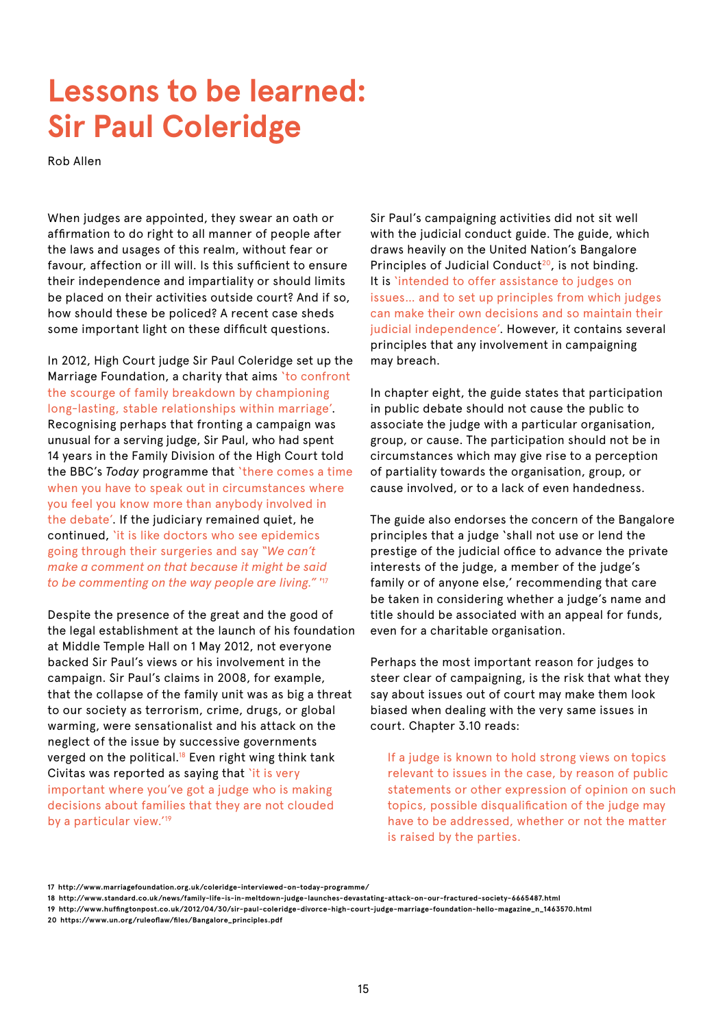# Lessons to be learned: Sir Paul Coleridge

Rob Allen

When judges are appointed, they swear an oath or affirmation to do right to all manner of people after the laws and usages of this realm, without fear or favour, affection or ill will. Is this sufficient to ensure their independence and impartiality or should limits be placed on their activities outside court? And if so, how should these be policed? A recent case sheds some important light on these difficult questions.

In 2012, High Court judge Sir Paul Coleridge set up the Marriage Foundation, a charity that aims 'to confront the scourge of family breakdown by championing long-lasting, stable relationships within marriage'. Recognising perhaps that fronting a campaign was unusual for a serving judge, Sir Paul, who had spent 14 years in the Family Division of the High Court told the BBC's *Today* programme that 'there comes a time when you have to speak out in circumstances where you feel you know more than anybody involved in the debate'. If the judiciary remained quiet, he continued, 'it is like doctors who see epidemics going through their surgeries and say *"We can't make a comment on that because it might be said to be commenting on the way people are living."* '[17]

Despite the presence of the great and the good of the legal establishment at the launch of his foundation at Middle Temple Hall on 1 May 2012, not everyone backed Sir Paul's views or his involvement in the campaign. Sir Paul's claims in 2008, for example, that the collapse of the family unit was as big a threat to our society as terrorism, crime, drugs, or global warming, were sensationalist and his attack on the neglect of the issue by successive governments verged on the political.[18] Even right wing think tank Civitas was reported as saying that 'it is very important where you've got a judge who is making decisions about families that they are not clouded by a particular view.'[19]

Sir Paul's campaigning activities did not sit well with the judicial conduct guide. The guide, which draws heavily on the United Nation's Bangalore Principles of Judicial Conduct[20], is not binding. It is 'intended to offer assistance to judges on issues... and to set up principles from which judges can make their own decisions and so maintain their judicial independence'. However, it contains several principles that any involvement in campaigning may breach.

In chapter eight, the guide states that participation in public debate should not cause the public to associate the judge with a particular organisation, group, or cause. The participation should not be in circumstances which may give rise to a perception of partiality towards the organisation, group, or cause involved, or to a lack of even handedness.

The guide also endorses the concern of the Bangalore principles that a judge 'shall not use or lend the prestige of the judicial office to advance the private interests of the judge, a member of the judge's family or of anyone else,' recommending that care be taken in considering whether a judge's name and title should be associated with an appeal for funds, even for a charitable organisation.

Perhaps the most important reason for judges to steer clear of campaigning, is the risk that what they say about issues out of court may make them look biased when dealing with the very same issues in court. Chapter 3.10 reads:

> If a judge is known to hold strong views on topics relevant to issues in the case, by reason of public statements or other expression of opinion on such topics, possible disqualification of the judge may have to be addressed, whether or not the matter is raised by the parties.

17 http://www.marriagefoundation.org.uk/coleridge-interviewed-on-today-programme/

18 http://www.standard.co.uk/news/family-life-is-in-meltdown-judge-launches-devastating-attack-on-our-fractured-society-6665487.html

19 http://www.huffingtonpost.co.uk/2012/04/30/sir-paul-coleridge-divorce-high-court-judge-marriage-foundation-hello-magazine_n_1463570.html

20 https://www.un.org/ruleoflaw/files/Bangalore_principles.pdf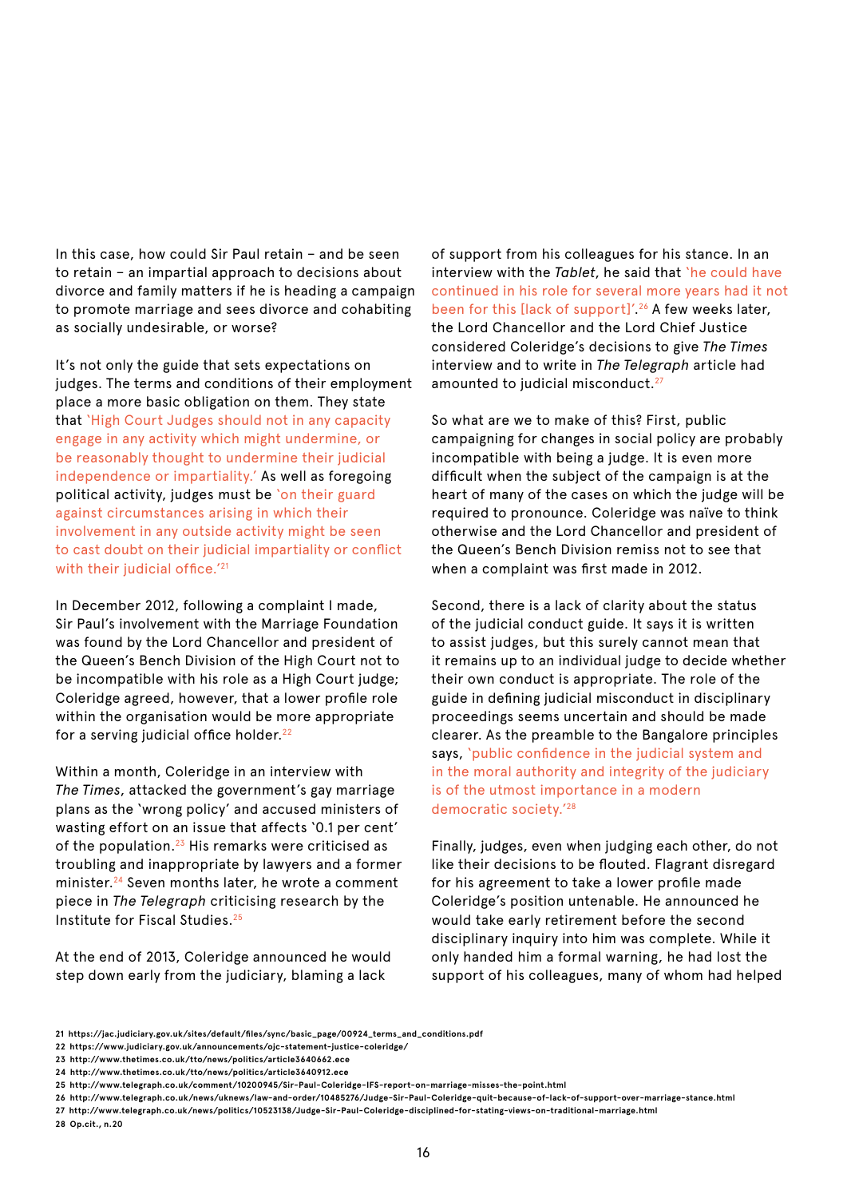In this case, how could Sir Paul retain – and be seen to retain – an impartial approach to decisions about divorce and family matters if he is heading a campaign to promote marriage and sees divorce and cohabiting as socially undesirable, or worse?

It's not only the guide that sets expectations on judges. The terms and conditions of their employment place a more basic obligation on them. They state that 'High Court Judges should not in any capacity engage in any activity which might undermine, or be reasonably thought to undermine their judicial independence or impartiality.' As well as foregoing political activity, judges must be 'on their guard against circumstances arising in which their involvement in any outside activity might be seen to cast doubt on their judicial impartiality or conflict with their judicial office.'[21]

In December 2012, following a complaint I made, Sir Paul's involvement with the Marriage Foundation was found by the Lord Chancellor and president of the Queen's Bench Division of the High Court not to be incompatible with his role as a High Court judge; Coleridge agreed, however, that a lower profile role within the organisation would be more appropriate for a serving judicial office holder.[22]

Within a month, Coleridge in an interview with *The Times*, attacked the government's gay marriage plans as the 'wrong policy' and accused ministers of wasting effort on an issue that affects '0.1 per cent' of the population.[23] His remarks were criticised as troubling and inappropriate by lawyers and a former minister.[24] Seven months later, he wrote a comment piece in *The Telegraph* criticising research by the Institute for Fiscal Studies.[25]

At the end of 2013, Coleridge announced he would step down early from the judiciary, blaming a lack of support from his colleagues for his stance. In an interview with the *Tablet*, he said that 'he could have continued in his role for several more years had it not been for this [lack of support]'.[26] A few weeks later, the Lord Chancellor and the Lord Chief Justice considered Coleridge's decisions to give *The Times* interview and to write in *The Telegraph* article had amounted to judicial misconduct.[27]

So what are we to make of this? First, public campaigning for changes in social policy are probably incompatible with being a judge. It is even more difficult when the subject of the campaign is at the heart of many of the cases on which the judge will be required to pronounce. Coleridge was naïve to think otherwise and the Lord Chancellor and president of the Queen's Bench Division remiss not to see that when a complaint was first made in 2012.

Second, there is a lack of clarity about the status of the judicial conduct guide. It says it is written to assist judges, but this surely cannot mean that it remains up to an individual judge to decide whether their own conduct is appropriate. The role of the guide in defining judicial misconduct in disciplinary proceedings seems uncertain and should be made clearer. As the preamble to the Bangalore principles says, 'public confidence in the judicial system and in the moral authority and integrity of the judiciary is of the utmost importance in a modern democratic society.'[28]

Finally, judges, even when judging each other, do not like their decisions to be flouted. Flagrant disregard for his agreement to take a lower profile made Coleridge's position untenable. He announced he would take early retirement before the second disciplinary inquiry into him was complete. While it only handed him a formal warning, he had lost the support of his colleagues, many of whom had helped

21 https://jac.judiciary.gov.uk/sites/default/files/sync/basic_page/00924_terms_and_conditions.pdf
22 https://www.judiciary.gov.uk/announcements/ojc-statement-justice-coleridge/
23 http://www.thetimes.co.uk/tto/news/politics/article3640662.ece
24 http://www.thetimes.co.uk/tto/news/politics/article3640912.ece
25 http://www.telegraph.co.uk/comment/10200945/Sir-Paul-Coleridge-IFS-report-on-marriage-misses-the-point.html
26 http://www.telegraph.co.uk/news/uknews/law-and-order/10485276/Judge-Sir-Paul-Coleridge-quit-because-of-lack-of-support-over-marriage-stance.html
27 http://www.telegraph.co.uk/news/politics/10523138/Judge-Sir-Paul-Coleridge-disciplined-for-stating-views-on-traditional-marriage.html
28 Op.cit., n.20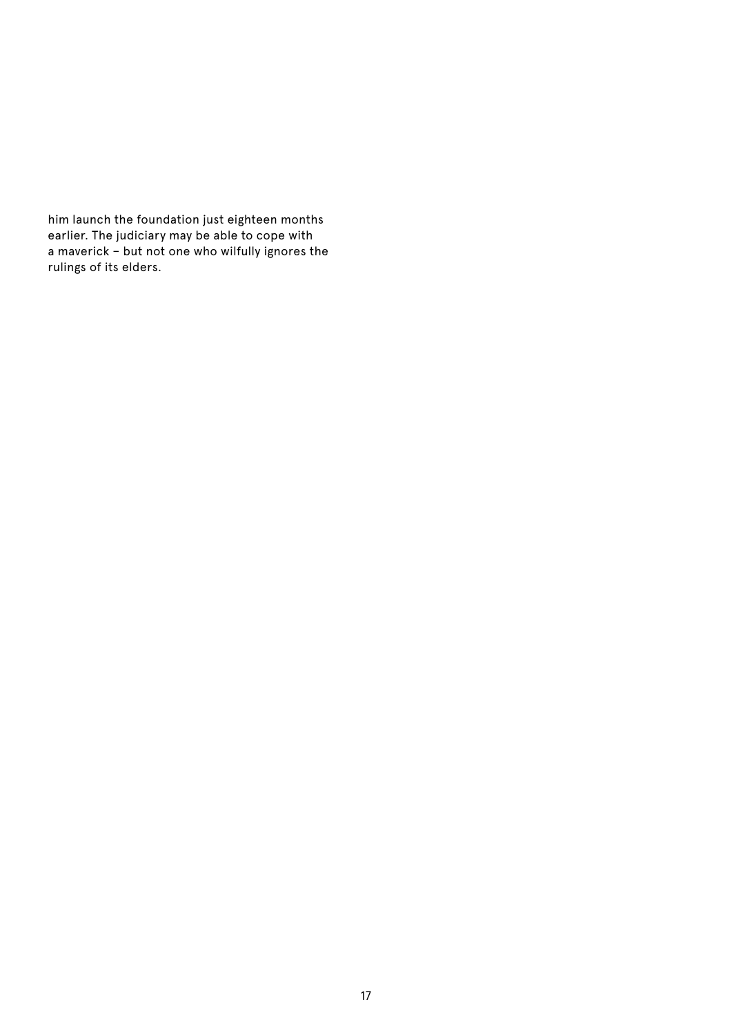him launch the foundation just eighteen months earlier. The judiciary may be able to cope with a maverick – but not one who wilfully ignores the rulings of its elders.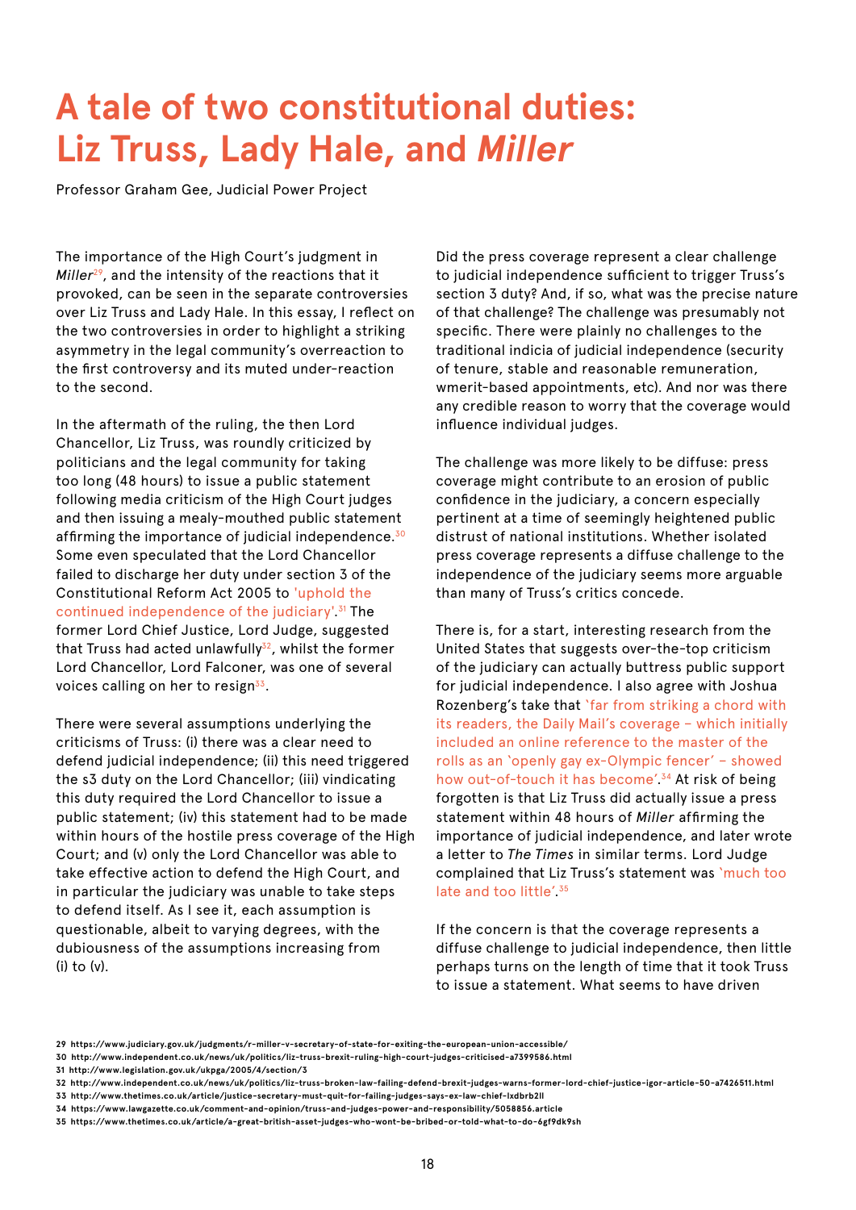# A tale of two constitutional duties: Liz Truss, Lady Hale, and *Miller*

Professor Graham Gee, Judicial Power Project

The importance of the High Court's judgment in *Miller*[29], and the intensity of the reactions that it provoked, can be seen in the separate controversies over Liz Truss and Lady Hale. In this essay, I reflect on the two controversies in order to highlight a striking asymmetry in the legal community's overreaction to the first controversy and its muted under-reaction to the second.

In the aftermath of the ruling, the then Lord Chancellor, Liz Truss, was roundly criticized by politicians and the legal community for taking too long (48 hours) to issue a public statement following media criticism of the High Court judges and then issuing a mealy-mouthed public statement affirming the importance of judicial independence.[30] Some even speculated that the Lord Chancellor failed to discharge her duty under section 3 of the Constitutional Reform Act 2005 to 'uphold the continued independence of the judiciary'.[31] The former Lord Chief Justice, Lord Judge, suggested that Truss had acted unlawfully[32], whilst the former Lord Chancellor, Lord Falconer, was one of several voices calling on her to resign[33].

There were several assumptions underlying the criticisms of Truss: (i) there was a clear need to defend judicial independence; (ii) this need triggered the s3 duty on the Lord Chancellor; (iii) vindicating this duty required the Lord Chancellor to issue a public statement; (iv) this statement had to be made within hours of the hostile press coverage of the High Court; and (v) only the Lord Chancellor was able to take effective action to defend the High Court, and in particular the judiciary was unable to take steps to defend itself. As I see it, each assumption is questionable, albeit to varying degrees, with the dubiousness of the assumptions increasing from (i) to (v).

Did the press coverage represent a clear challenge to judicial independence sufficient to trigger Truss's section 3 duty? And, if so, what was the precise nature of that challenge? The challenge was presumably not specific. There were plainly no challenges to the traditional indicia of judicial independence (security of tenure, stable and reasonable remuneration, wmerit-based appointments, etc). And nor was there any credible reason to worry that the coverage would influence individual judges.

The challenge was more likely to be diffuse: press coverage might contribute to an erosion of public confidence in the judiciary, a concern especially pertinent at a time of seemingly heightened public distrust of national institutions. Whether isolated press coverage represents a diffuse challenge to the independence of the judiciary seems more arguable than many of Truss's critics concede.

There is, for a start, interesting research from the United States that suggests over-the-top criticism of the judiciary can actually buttress public support for judicial independence. I also agree with Joshua Rozenberg's take that 'far from striking a chord with its readers, the Daily Mail's coverage – which initially included an online reference to the master of the rolls as an 'openly gay ex-Olympic fencer' – showed how out-of-touch it has become'.[34] At risk of being forgotten is that Liz Truss did actually issue a press statement within 48 hours of *Miller* affirming the importance of judicial independence, and later wrote a letter to *The Times* in similar terms. Lord Judge complained that Liz Truss's statement was 'much too late and too little'.[35]

If the concern is that the coverage represents a diffuse challenge to judicial independence, then little perhaps turns on the length of time that it took Truss to issue a statement. What seems to have driven

29 https://www.judiciary.gov.uk/judgments/r-miller-v-secretary-of-state-for-exiting-the-european-union-accessible/
30 http://www.independent.co.uk/news/uk/politics/liz-truss-brexit-ruling-high-court-judges-criticised-a7399586.html
31 http://www.legislation.gov.uk/ukpga/2005/4/section/3
32 http://www.independent.co.uk/news/uk/politics/liz-truss-broken-law-failing-defend-brexit-judges-warns-former-lord-chief-justice-igor-article-50-a7426511.html
33 http://www.thetimes.co.uk/article/justice-secretary-must-quit-for-failing-judges-says-ex-law-chief-lxdbrb2ll
34 https://www.lawgazette.co.uk/comment-and-opinion/truss-and-judges-power-and-responsibility/5058856.article
35 https://www.thetimes.co.uk/article/a-great-british-asset-judges-who-wont-be-bribed-or-told-what-to-do-6gf9dk9sh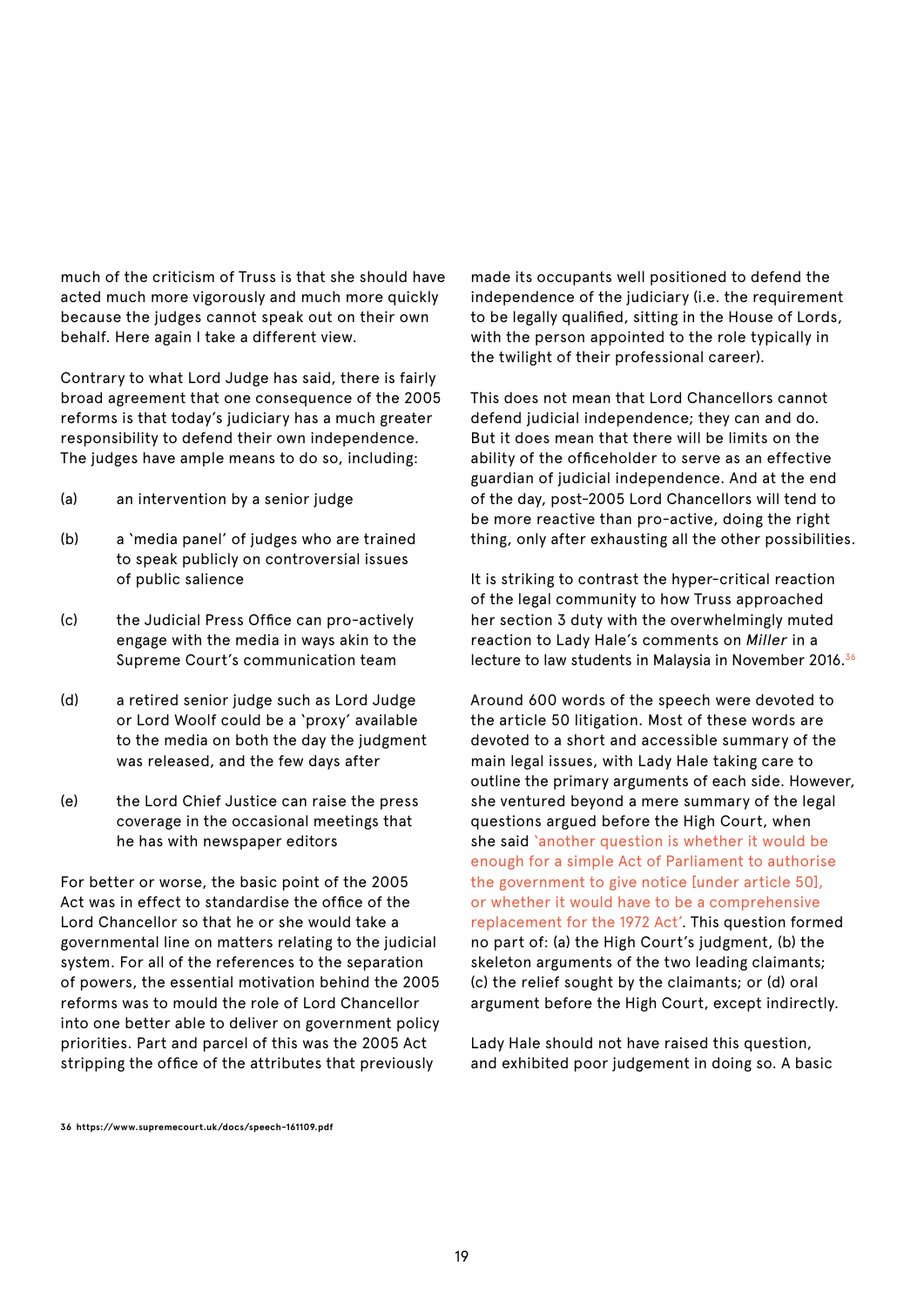much of the criticism of Truss is that she should have acted much more vigorously and much more quickly because the judges cannot speak out on their own behalf. Here again I take a different view.

Contrary to what Lord Judge has said, there is fairly broad agreement that one consequence of the 2005 reforms is that today's judiciary has a much greater responsibility to defend their own independence. The judges have ample means to do so, including:

(a) an intervention by a senior judge

(b) a 'media panel' of judges who are trained to speak publicly on controversial issues of public salience

(c) the Judicial Press Office can pro-actively engage with the media in ways akin to the Supreme Court's communication team

(d) a retired senior judge such as Lord Judge or Lord Woolf could be a 'proxy' available to the media on both the day the judgment was released, and the few days after

(e) the Lord Chief Justice can raise the press coverage in the occasional meetings that he has with newspaper editors

For better or worse, the basic point of the 2005 Act was in effect to standardise the office of the Lord Chancellor so that he or she would take a governmental line on matters relating to the judicial system. For all of the references to the separation of powers, the essential motivation behind the 2005 reforms was to mould the role of Lord Chancellor into one better able to deliver on government policy priorities. Part and parcel of this was the 2005 Act stripping the office of the attributes that previously made its occupants well positioned to defend the independence of the judiciary (i.e. the requirement to be legally qualified, sitting in the House of Lords, with the person appointed to the role typically in the twilight of their professional career).

This does not mean that Lord Chancellors cannot defend judicial independence; they can and do. But it does mean that there will be limits on the ability of the officeholder to serve as an effective guardian of judicial independence. And at the end of the day, post-2005 Lord Chancellors will tend to be more reactive than pro-active, doing the right thing, only after exhausting all the other possibilities.

It is striking to contrast the hyper-critical reaction of the legal community to how Truss approached her section 3 duty with the overwhelmingly muted reaction to Lady Hale's comments on *Miller* in a lecture to law students in Malaysia in November 2016.[36]

Around 600 words of the speech were devoted to the article 50 litigation. Most of these words are devoted to a short and accessible summary of the main legal issues, with Lady Hale taking care to outline the primary arguments of each side. However, she ventured beyond a mere summary of the legal questions argued before the High Court, when she said 'another question is whether it would be enough for a simple Act of Parliament to authorise the government to give notice [under article 50], or whether it would have to be a comprehensive replacement for the 1972 Act'. This question formed no part of: (a) the High Court's judgment, (b) the skeleton arguments of the two leading claimants; (c) the relief sought by the claimants; or (d) oral argument before the High Court, except indirectly.

Lady Hale should not have raised this question, and exhibited poor judgement in doing so. A basic

36 https://www.supremecourt.uk/docs/speech-161109.pdf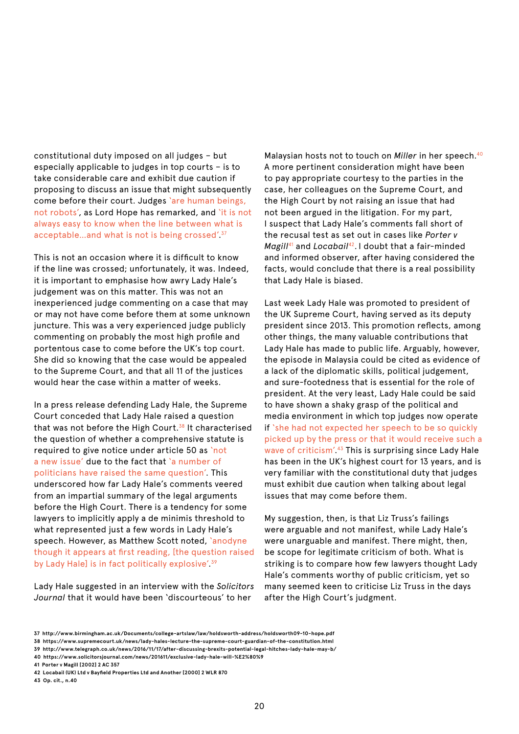constitutional duty imposed on all judges – but especially applicable to judges in top courts – is to take considerable care and exhibit due caution if proposing to discuss an issue that might subsequently come before their court. Judges 'are human beings, not robots', as Lord Hope has remarked, and 'it is not always easy to know when the line between what is acceptable...and what is not is being crossed'.[37]

This is not an occasion where it is difficult to know if the line was crossed; unfortunately, it was. Indeed, it is important to emphasise how awry Lady Hale's judgement was on this matter. This was not an inexperienced judge commenting on a case that may or may not have come before them at some unknown juncture. This was a very experienced judge publicly commenting on probably the most high profile and portentous case to come before the UK's top court. She did so knowing that the case would be appealed to the Supreme Court, and that all 11 of the justices would hear the case within a matter of weeks.

In a press release defending Lady Hale, the Supreme Court conceded that Lady Hale raised a question that was not before the High Court.[38] It characterised the question of whether a comprehensive statute is required to give notice under article 50 as 'not a new issue' due to the fact that 'a number of politicians have raised the same question'. This underscored how far Lady Hale's comments veered from an impartial summary of the legal arguments before the High Court. There is a tendency for some lawyers to implicitly apply a de minimis threshold to what represented just a few words in Lady Hale's speech. However, as Matthew Scott noted, 'anodyne though it appears at first reading, [the question raised by Lady Hale] is in fact politically explosive'.[39]

Lady Hale suggested in an interview with the *Solicitors Journal* that it would have been 'discourteous' to her Malaysian hosts not to touch on *Miller* in her speech.[40] A more pertinent consideration might have been to pay appropriate courtesy to the parties in the case, her colleagues on the Supreme Court, and the High Court by not raising an issue that had not been argued in the litigation. For my part, I suspect that Lady Hale's comments fall short of the recusal test as set out in cases like *Porter v Magill*[41] and *Locabail*[42]. I doubt that a fair-minded and informed observer, after having considered the facts, would conclude that there is a real possibility that Lady Hale is biased.

Last week Lady Hale was promoted to president of the UK Supreme Court, having served as its deputy president since 2013. This promotion reflects, among other things, the many valuable contributions that Lady Hale has made to public life. Arguably, however, the episode in Malaysia could be cited as evidence of a lack of the diplomatic skills, political judgement, and sure-footedness that is essential for the role of president. At the very least, Lady Hale could be said to have shown a shaky grasp of the political and media environment in which top judges now operate if 'she had not expected her speech to be so quickly picked up by the press or that it would receive such a wave of criticism'.[43] This is surprising since Lady Hale has been in the UK's highest court for 13 years, and is very familiar with the constitutional duty that judges must exhibit due caution when talking about legal issues that may come before them.

My suggestion, then, is that Liz Truss's failings were arguable and not manifest, while Lady Hale's were unarguable and manifest. There might, then, be scope for legitimate criticism of both. What is striking is to compare how few lawyers thought Lady Hale's comments worthy of public criticism, yet so many seemed keen to criticise Liz Truss in the days after the High Court's judgment.

---

37 http://www.birmingham.ac.uk/Documents/college-artslaw/law/holdsworth-address/holdsworth09-10-hope.pdf
38 https://www.supremecourt.uk/news/lady-hales-lecture-the-supreme-court-guardian-of-the-constitution.html
39 http://www.telegraph.co.uk/news/2016/11/17/after-discussing-brexits-potential-legal-hitches-lady-hale-may-b/
40 https://www.solicitorsjournal.com/news/201611/exclusive-lady-hale-will-%E2%80%9
41 Porter v Magill [2002] 2 AC 357
42 Locabail (UK) Ltd v Bayfield Properties Ltd and Another [2000] 2 WLR 870
43 Op. cit., n.40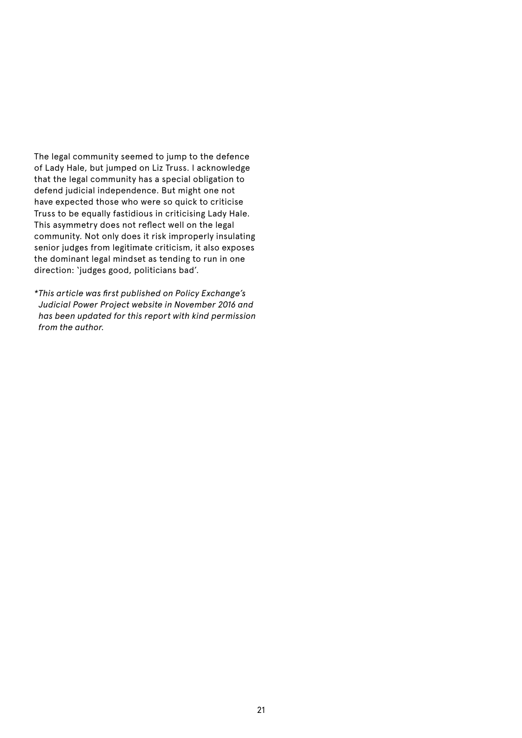The legal community seemed to jump to the defence of Lady Hale, but jumped on Liz Truss. I acknowledge that the legal community has a special obligation to defend judicial independence. But might one not have expected those who were so quick to criticise Truss to be equally fastidious in criticising Lady Hale. This asymmetry does not reflect well on the legal community. Not only does it risk improperly insulating senior judges from legitimate criticism, it also exposes the dominant legal mindset as tending to run in one direction: 'judges good, politicians bad'.

**This article was first published on Policy Exchange's Judicial Power Project website in November 2016 and has been updated for this report with kind permission from the author.*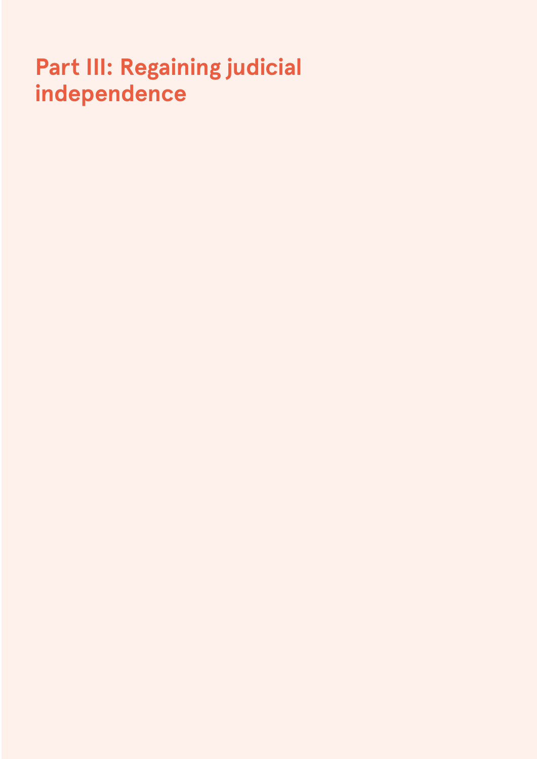# Part III: Regaining judicial independence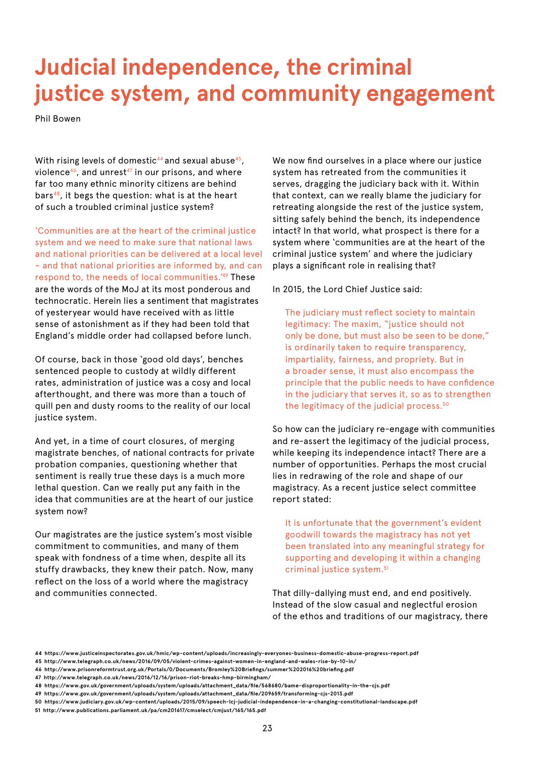# Judicial independence, the criminal justice system, and community engagement

Phil Bowen

With rising levels of domestic[44] and sexual abuse[45], violence[46], and unrest[47] in our prisons, and where far too many ethnic minority citizens are behind bars[48], it begs the question: what is at the heart of such a troubled criminal justice system?

'Communities are at the heart of the criminal justice system and we need to make sure that national laws and national priorities can be delivered at a local level – and that national priorities are informed by, and can respond to, the needs of local communities.'[49] These are the words of the MoJ at its most ponderous and technocratic. Herein lies a sentiment that magistrates of yesteryear would have received with as little sense of astonishment as if they had been told that England's middle order had collapsed before lunch.

Of course, back in those 'good old days', benches sentenced people to custody at wildly different rates, administration of justice was a cosy and local afterthought, and there was more than a touch of quill pen and dusty rooms to the reality of our local justice system.

And yet, in a time of court closures, of merging magistrate benches, of national contracts for private probation companies, questioning whether that sentiment is really true these days is a much more lethal question. Can we really put any faith in the idea that communities are at the heart of our justice system now?

Our magistrates are the justice system's most visible commitment to communities, and many of them speak with fondness of a time when, despite all its stuffy drawbacks, they knew their patch. Now, many reflect on the loss of a world where the magistracy and communities connected.

We now find ourselves in a place where our justice system has retreated from the communities it serves, dragging the judiciary back with it. Within that context, can we really blame the judiciary for retreating alongside the rest of the justice system, sitting safely behind the bench, its independence intact? In that world, what prospect is there for a system where 'communities are at the heart of the criminal justice system' and where the judiciary plays a significant role in realising that?

In 2015, the Lord Chief Justice said:

> The judiciary must reflect society to maintain legitimacy: The maxim, "justice should not only be done, but must also be seen to be done," is ordinarily taken to require transparency, impartiality, fairness, and propriety. But in a broader sense, it must also encompass the principle that the public needs to have confidence in the judiciary that serves it, so as to strengthen the legitimacy of the judicial process.[50]

So how can the judiciary re-engage with communities and re-assert the legitimacy of the judicial process, while keeping its independence intact? There are a number of opportunities. Perhaps the most crucial lies in redrawing of the role and shape of our magistracy. As a recent justice select committee report stated:

> It is unfortunate that the government's evident goodwill towards the magistracy has not yet been translated into any meaningful strategy for supporting and developing it within a changing criminal justice system.[51]

That dilly-dallying must end, and end positively. Instead of the slow casual and neglectful erosion of the ethos and traditions of our magistracy, there

44 https://www.justiceinspectorates.gov.uk/hmic/wp-content/uploads/increasingly-everyones-business-domestic-abuse-progress-report.pdf
45 http://www.telegraph.co.uk/news/2016/09/05/violent-crimes-against-women-in-england-and-wales-rise-by-10-in/
46 http://www.prisonreformtrust.org.uk/Portals/0/Documents/Bromley%20Briefings/summer%202016%20briefing.pdf
47 http://www.telegraph.co.uk/news/2016/12/16/prison-riot-breaks-hmp-birmingham/
48 https://www.gov.uk/government/uploads/system/uploads/attachment_data/file/568680/bame-disproportionality-in-the-cjs.pdf
49 https://www.gov.uk/government/uploads/system/uploads/attachment_data/file/209659/transforming-cjs-2013.pdf
50 https://www.judiciary.gov.uk/wp-content/uploads/2015/09/speech-lcj-judicial-independence-in-a-changing-constitutional-landscape.pdf
51 http://www.publications.parliament.uk/pa/cm201617/cmselect/cmjust/165/165.pdf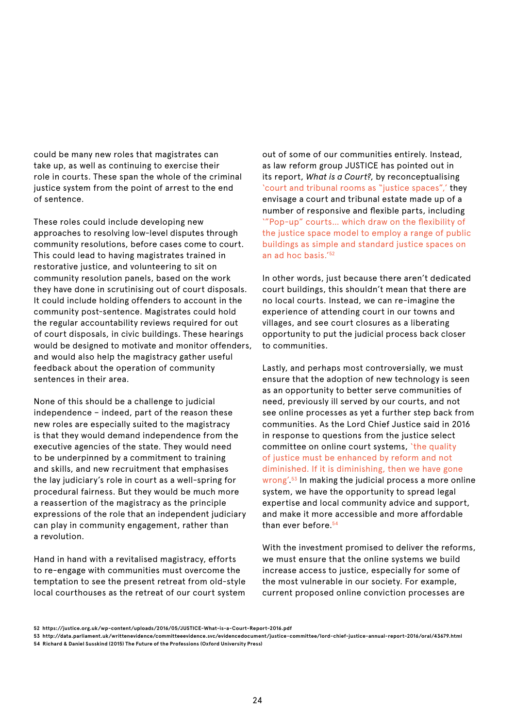could be many new roles that magistrates can take up, as well as continuing to exercise their role in courts. These span the whole of the criminal justice system from the point of arrest to the end of sentence.

These roles could include developing new approaches to resolving low-level disputes through community resolutions, before cases come to court. This could lead to having magistrates trained in restorative justice, and volunteering to sit on community resolution panels, based on the work they have done in scrutinising out of court disposals. It could include holding offenders to account in the community post-sentence. Magistrates could hold the regular accountability reviews required for out of court disposals, in civic buildings. These hearings would be designed to motivate and monitor offenders, and would also help the magistracy gather useful feedback about the operation of community sentences in their area.

None of this should be a challenge to judicial independence – indeed, part of the reason these new roles are especially suited to the magistracy is that they would demand independence from the executive agencies of the state. They would need to be underpinned by a commitment to training and skills, and new recruitment that emphasises the lay judiciary's role in court as a well-spring for procedural fairness. But they would be much more a reassertion of the magistracy as the principle expressions of the role that an independent judiciary can play in community engagement, rather than a revolution.

Hand in hand with a revitalised magistracy, efforts to re-engage with communities must overcome the temptation to see the present retreat from old-style local courthouses as the retreat of our court system out of some of our communities entirely. Instead, as law reform group JUSTICE has pointed out in its report, *What is a Court?*, by reconceptualising 'court and tribunal rooms as "justice spaces",' they envisage a court and tribunal estate made up of a number of responsive and flexible parts, including '"Pop-up" courts... which draw on the flexibility of the justice space model to employ a range of public buildings as simple and standard justice spaces on an ad hoc basis.'[52]

In other words, just because there aren't dedicated court buildings, this shouldn't mean that there are no local courts. Instead, we can re-imagine the experience of attending court in our towns and villages, and see court closures as a liberating opportunity to put the judicial process back closer to communities.

Lastly, and perhaps most controversially, we must ensure that the adoption of new technology is seen as an opportunity to better serve communities of need, previously ill served by our courts, and not see online processes as yet a further step back from communities. As the Lord Chief Justice said in 2016 in response to questions from the justice select committee on online court systems, 'the quality of justice must be enhanced by reform and not diminished. If it is diminishing, then we have gone wrong'.[53] In making the judicial process a more online system, we have the opportunity to spread legal expertise and local community advice and support, and make it more accessible and more affordable than ever before.[54]

With the investment promised to deliver the reforms, we must ensure that the online systems we build increase access to justice, especially for some of the most vulnerable in our society. For example, current proposed online conviction processes are

52 https://justice.org.uk/wp-content/uploads/2016/05/JUSTICE-What-is-a-Court-Report-2016.pdf

53 http://data.parliament.uk/writtenevidence/committeeevidence.svc/evidencedocument/justice-committee/lord-chief-justice-annual-report-2016/oral/43679.html

54 Richard & Daniel Susskind (2015) The Future of the Professions (Oxford University Press)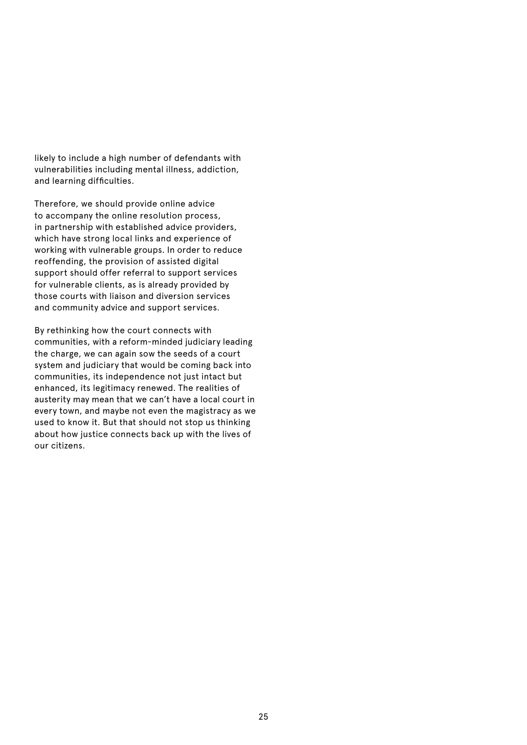likely to include a high number of defendants with vulnerabilities including mental illness, addiction, and learning difficulties.

Therefore, we should provide online advice to accompany the online resolution process, in partnership with established advice providers, which have strong local links and experience of working with vulnerable groups. In order to reduce reoffending, the provision of assisted digital support should offer referral to support services for vulnerable clients, as is already provided by those courts with liaison and diversion services and community advice and support services.

By rethinking how the court connects with communities, with a reform-minded judiciary leading the charge, we can again sow the seeds of a court system and judiciary that would be coming back into communities, its independence not just intact but enhanced, its legitimacy renewed. The realities of austerity may mean that we can't have a local court in every town, and maybe not even the magistracy as we used to know it. But that should not stop us thinking about how justice connects back up with the lives of our citizens.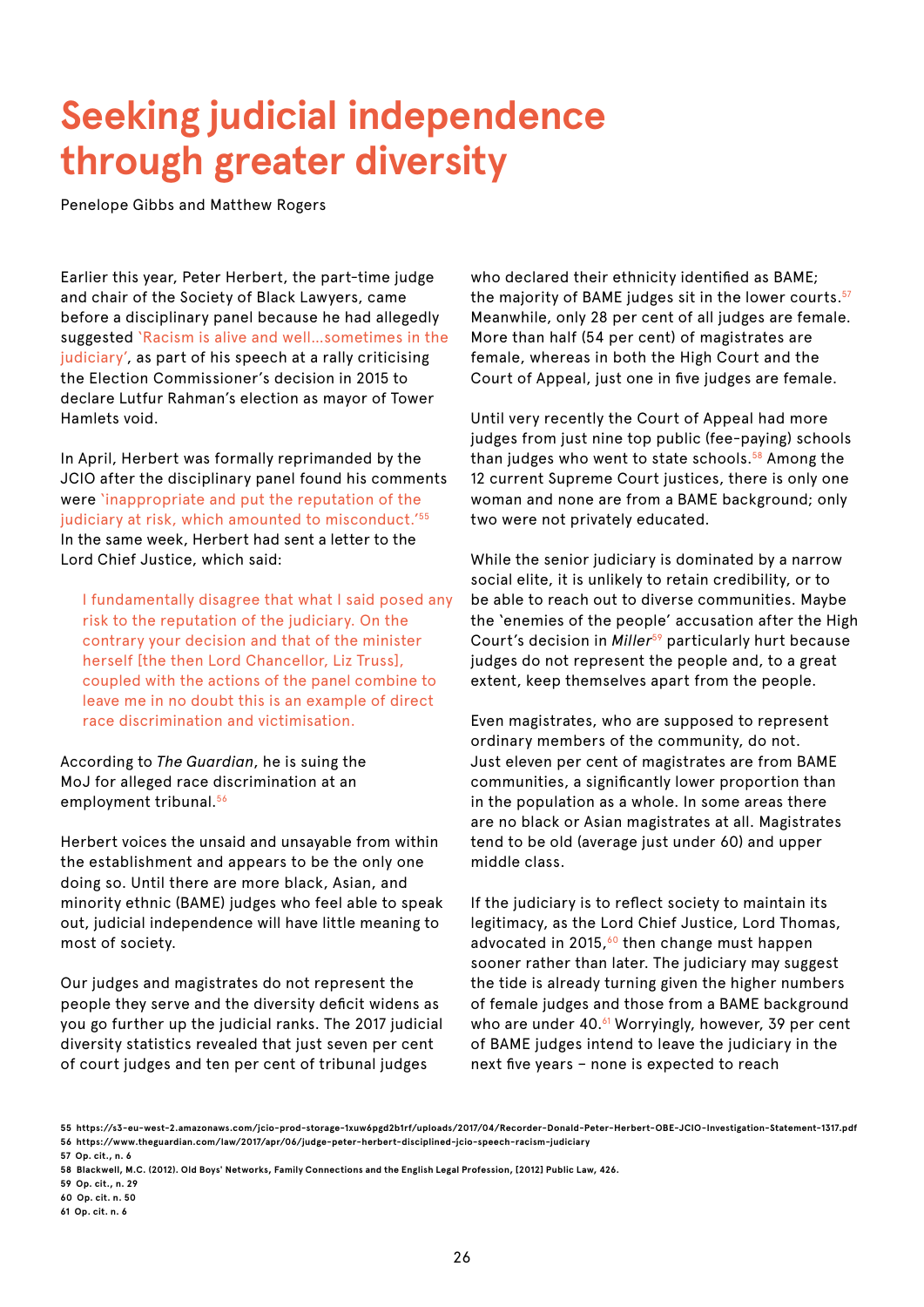# Seeking judicial independence through greater diversity

Penelope Gibbs and Matthew Rogers

Earlier this year, Peter Herbert, the part-time judge and chair of the Society of Black Lawyers, came before a disciplinary panel because he had allegedly suggested 'Racism is alive and well…sometimes in the judiciary', as part of his speech at a rally criticising the Election Commissioner's decision in 2015 to declare Lutfur Rahman's election as mayor of Tower Hamlets void.

In April, Herbert was formally reprimanded by the JCIO after the disciplinary panel found his comments were 'inappropriate and put the reputation of the judiciary at risk, which amounted to misconduct.'[55] In the same week, Herbert had sent a letter to the Lord Chief Justice, which said:

> I fundamentally disagree that what I said posed any risk to the reputation of the judiciary. On the contrary your decision and that of the minister herself [the then Lord Chancellor, Liz Truss], coupled with the actions of the panel combine to leave me in no doubt this is an example of direct race discrimination and victimisation.

According to *The Guardian*, he is suing the MoJ for alleged race discrimination at an employment tribunal.[56]

Herbert voices the unsaid and unsayable from within the establishment and appears to be the only one doing so. Until there are more black, Asian, and minority ethnic (BAME) judges who feel able to speak out, judicial independence will have little meaning to most of society.

Our judges and magistrates do not represent the people they serve and the diversity deficit widens as you go further up the judicial ranks. The 2017 judicial diversity statistics revealed that just seven per cent of court judges and ten per cent of tribunal judges who declared their ethnicity identified as BAME; the majority of BAME judges sit in the lower courts.[57] Meanwhile, only 28 per cent of all judges are female. More than half (54 per cent) of magistrates are female, whereas in both the High Court and the Court of Appeal, just one in five judges are female.

Until very recently the Court of Appeal had more judges from just nine top public (fee-paying) schools than judges who went to state schools.[58] Among the 12 current Supreme Court justices, there is only one woman and none are from a BAME background; only two were not privately educated.

While the senior judiciary is dominated by a narrow social elite, it is unlikely to retain credibility, or to be able to reach out to diverse communities. Maybe the 'enemies of the people' accusation after the High Court's decision in *Miller*[59] particularly hurt because judges do not represent the people and, to a great extent, keep themselves apart from the people.

Even magistrates, who are supposed to represent ordinary members of the community, do not. Just eleven per cent of magistrates are from BAME communities, a significantly lower proportion than in the population as a whole. In some areas there are no black or Asian magistrates at all. Magistrates tend to be old (average just under 60) and upper middle class.

If the judiciary is to reflect society to maintain its legitimacy, as the Lord Chief Justice, Lord Thomas, advocated in 2015,[60] then change must happen sooner rather than later. The judiciary may suggest the tide is already turning given the higher numbers of female judges and those from a BAME background who are under 40.[61] Worryingly, however, 39 per cent of BAME judges intend to leave the judiciary in the next five years – none is expected to reach

55 https://s3-eu-west-2.amazonaws.com/jcio-prod-storage-1xuw6pgd2b1rf/uploads/2017/04/Recorder-Donald-Peter-Herbert-OBE-JCIO-Investigation-Statement-1317.pdf
56 https://www.theguardian.com/law/2017/apr/06/judge-peter-herbert-disciplined-jcio-speech-racism-judiciary
57 Op. cit., n. 6
58 Blackwell, M.C. (2012). Old Boys' Networks, Family Connections and the English Legal Profession, [2012] Public Law, 426.
59 Op. cit., n. 29
60 Op. cit. n. 50
61 Op. cit. n. 6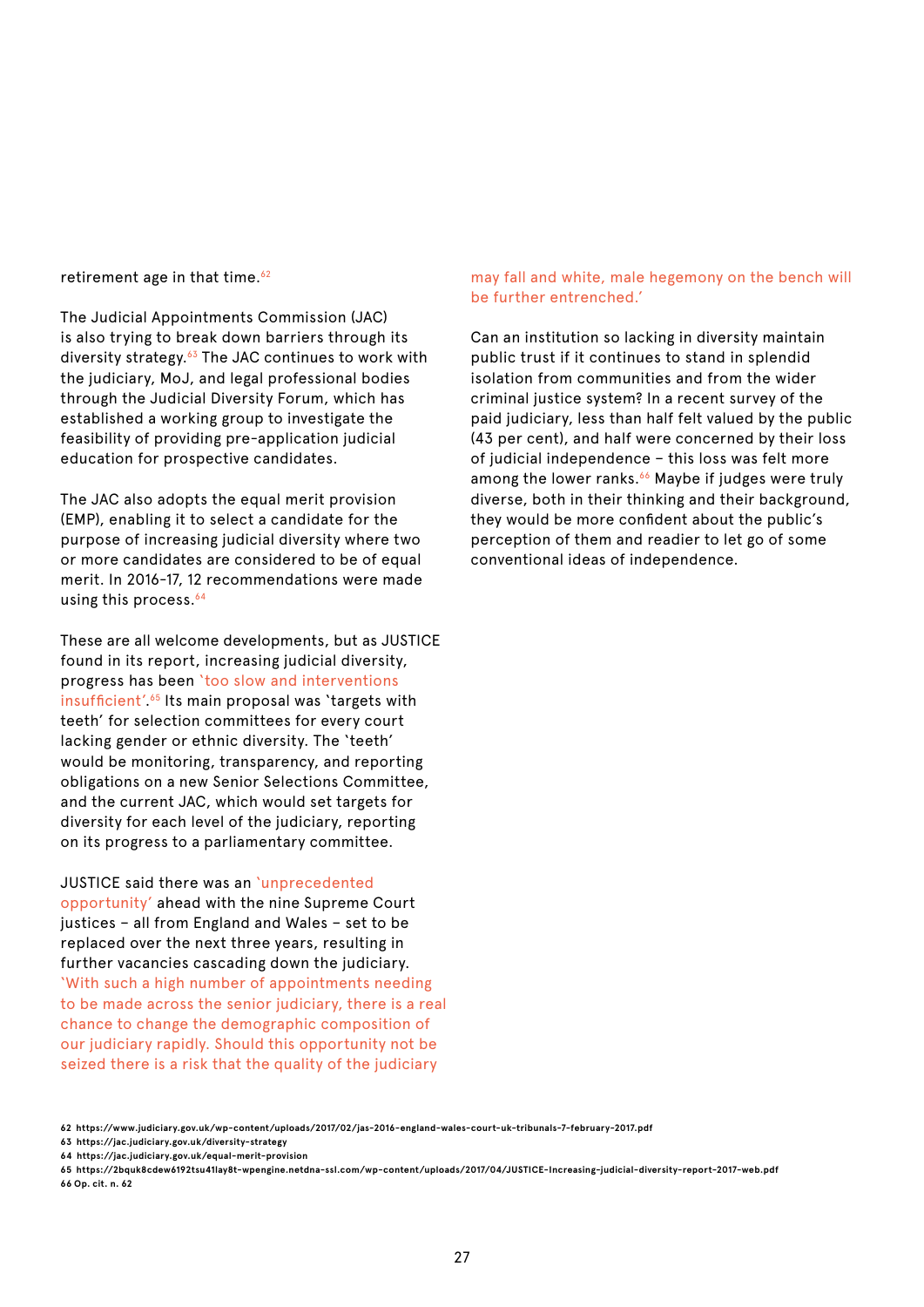retirement age in that time.[62]

The Judicial Appointments Commission (JAC) is also trying to break down barriers through its diversity strategy.[63] The JAC continues to work with the judiciary, MoJ, and legal professional bodies through the Judicial Diversity Forum, which has established a working group to investigate the feasibility of providing pre-application judicial education for prospective candidates.

The JAC also adopts the equal merit provision (EMP), enabling it to select a candidate for the purpose of increasing judicial diversity where two or more candidates are considered to be of equal merit. In 2016-17, 12 recommendations were made using this process.[64]

These are all welcome developments, but as JUSTICE found in its report, increasing judicial diversity, progress has been 'too slow and interventions insufficient'.[65] Its main proposal was 'targets with teeth' for selection committees for every court lacking gender or ethnic diversity. The 'teeth' would be monitoring, transparency, and reporting obligations on a new Senior Selections Committee, and the current JAC, which would set targets for diversity for each level of the judiciary, reporting on its progress to a parliamentary committee.

JUSTICE said there was an 'unprecedented opportunity' ahead with the nine Supreme Court justices – all from England and Wales – set to be replaced over the next three years, resulting in further vacancies cascading down the judiciary. 'With such a high number of appointments needing to be made across the senior judiciary, there is a real chance to change the demographic composition of our judiciary rapidly. Should this opportunity not be seized there is a risk that the quality of the judiciary may fall and white, male hegemony on the bench will be further entrenched.'

Can an institution so lacking in diversity maintain public trust if it continues to stand in splendid isolation from communities and from the wider criminal justice system? In a recent survey of the paid judiciary, less than half felt valued by the public (43 per cent), and half were concerned by their loss of judicial independence – this loss was felt more among the lower ranks.[66] Maybe if judges were truly diverse, both in their thinking and their background, they would be more confident about the public's perception of them and readier to let go of some conventional ideas of independence.

62 https://www.judiciary.gov.uk/wp-content/uploads/2017/02/jas-2016-england-wales-court-uk-tribunals-7-february-2017.pdf
63 https://jac.judiciary.gov.uk/diversity-strategy
64 https://jac.judiciary.gov.uk/equal-merit-provision
65 https://2bquk8cdew6192tsu41lay8t-wpengine.netdna-ssl.com/wp-content/uploads/2017/04/JUSTICE-Increasing-judicial-diversity-report-2017-web.pdf
66 Op. cit. n. 62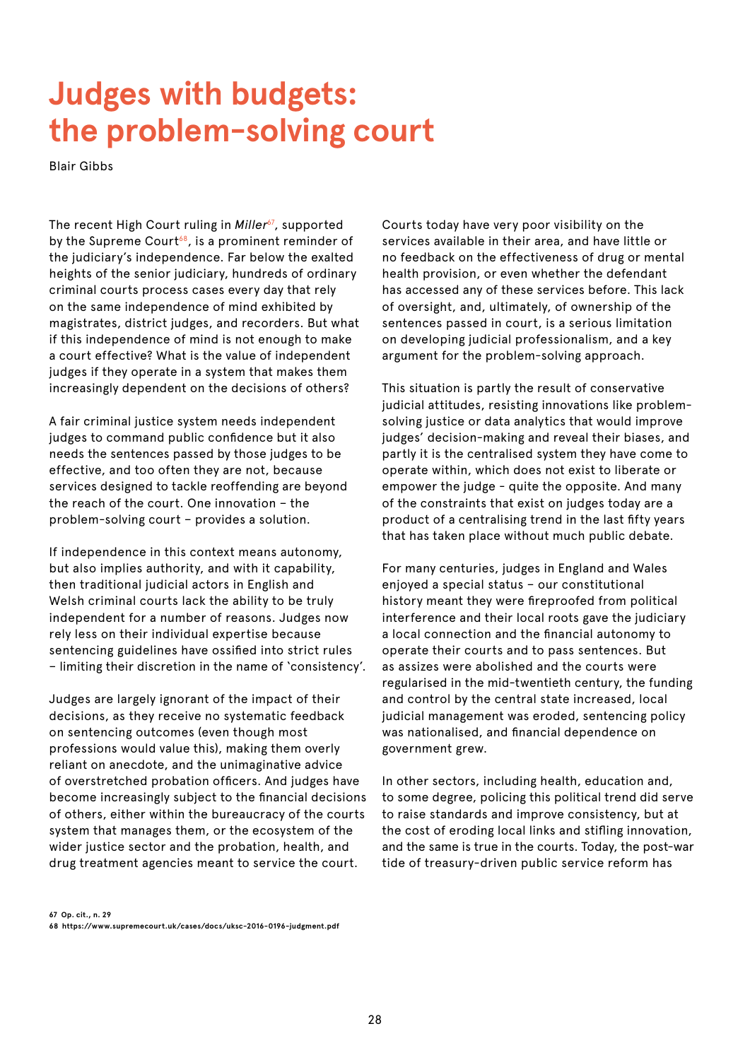# Judges with budgets: the problem-solving court

Blair Gibbs

The recent High Court ruling in *Miller*[67], supported by the Supreme Court[68], is a prominent reminder of the judiciary's independence. Far below the exalted heights of the senior judiciary, hundreds of ordinary criminal courts process cases every day that rely on the same independence of mind exhibited by magistrates, district judges, and recorders. But what if this independence of mind is not enough to make a court effective? What is the value of independent judges if they operate in a system that makes them increasingly dependent on the decisions of others?

A fair criminal justice system needs independent judges to command public confidence but it also needs the sentences passed by those judges to be effective, and too often they are not, because services designed to tackle reoffending are beyond the reach of the court. One innovation – the problem-solving court – provides a solution.

If independence in this context means autonomy, but also implies authority, and with it capability, then traditional judicial actors in English and Welsh criminal courts lack the ability to be truly independent for a number of reasons. Judges now rely less on their individual expertise because sentencing guidelines have ossified into strict rules – limiting their discretion in the name of 'consistency'.

Judges are largely ignorant of the impact of their decisions, as they receive no systematic feedback on sentencing outcomes (even though most professions would value this), making them overly reliant on anecdote, and the unimaginative advice of overstretched probation officers. And judges have become increasingly subject to the financial decisions of others, either within the bureaucracy of the courts system that manages them, or the ecosystem of the wider justice sector and the probation, health, and drug treatment agencies meant to service the court.

Courts today have very poor visibility on the services available in their area, and have little or no feedback on the effectiveness of drug or mental health provision, or even whether the defendant has accessed any of these services before. This lack of oversight, and, ultimately, of ownership of the sentences passed in court, is a serious limitation on developing judicial professionalism, and a key argument for the problem-solving approach.

This situation is partly the result of conservative judicial attitudes, resisting innovations like problem-solving justice or data analytics that would improve judges' decision-making and reveal their biases, and partly it is the centralised system they have come to operate within, which does not exist to liberate or empower the judge - quite the opposite. And many of the constraints that exist on judges today are a product of a centralising trend in the last fifty years that has taken place without much public debate.

For many centuries, judges in England and Wales enjoyed a special status – our constitutional history meant they were fireproofed from political interference and their local roots gave the judiciary a local connection and the financial autonomy to operate their courts and to pass sentences. But as assizes were abolished and the courts were regularised in the mid-twentieth century, the funding and control by the central state increased, local judicial management was eroded, sentencing policy was nationalised, and financial dependence on government grew.

In other sectors, including health, education and, to some degree, policing this political trend did serve to raise standards and improve consistency, but at the cost of eroding local links and stifling innovation, and the same is true in the courts. Today, the post-war tide of treasury-driven public service reform has

**67** Op. cit., n. 29
**68** https://www.supremecourt.uk/cases/docs/uksc-2016-0196-judgment.pdf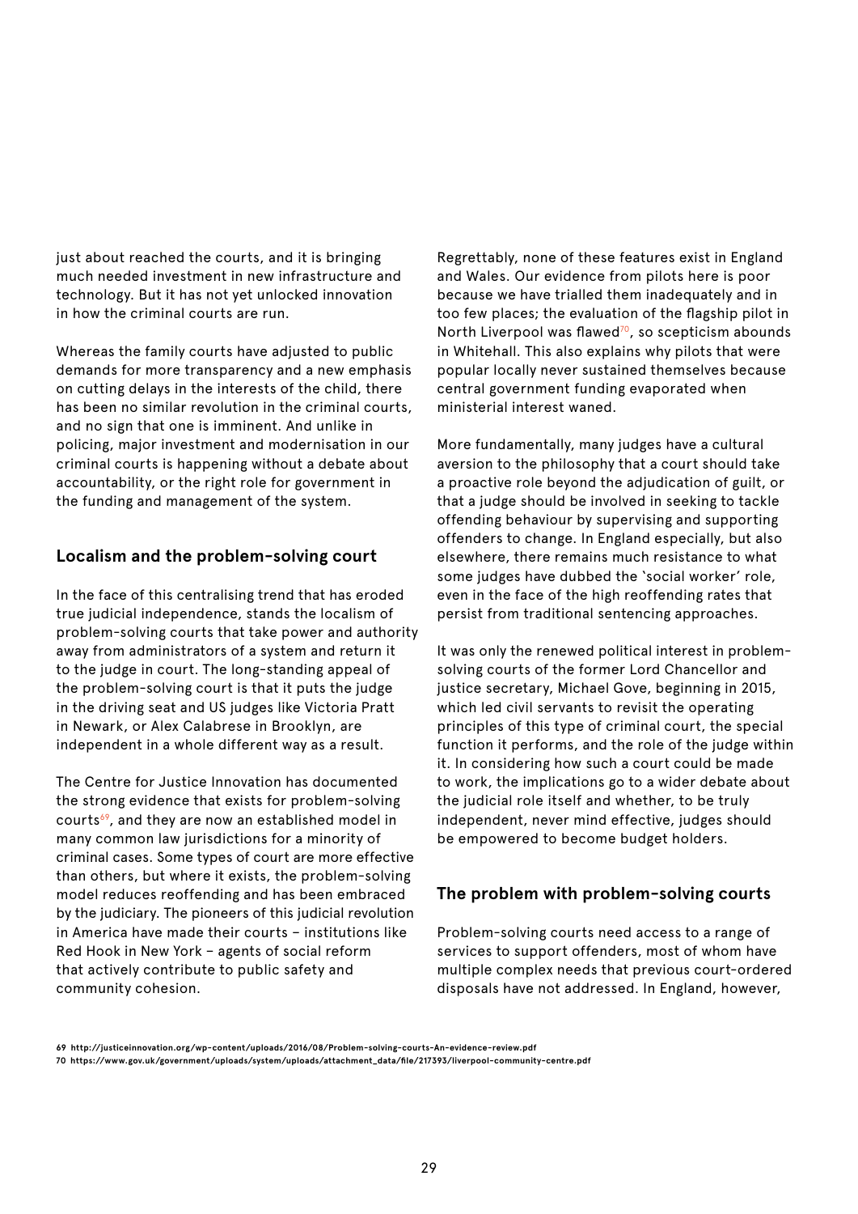just about reached the courts, and it is bringing much needed investment in new infrastructure and technology. But it has not yet unlocked innovation in how the criminal courts are run.

Whereas the family courts have adjusted to public demands for more transparency and a new emphasis on cutting delays in the interests of the child, there has been no similar revolution in the criminal courts, and no sign that one is imminent. And unlike in policing, major investment and modernisation in our criminal courts is happening without a debate about accountability, or the right role for government in the funding and management of the system.

## Localism and the problem-solving court

In the face of this centralising trend that has eroded true judicial independence, stands the localism of problem-solving courts that take power and authority away from administrators of a system and return it to the judge in court. The long-standing appeal of the problem-solving court is that it puts the judge in the driving seat and US judges like Victoria Pratt in Newark, or Alex Calabrese in Brooklyn, are independent in a whole different way as a result.

The Centre for Justice Innovation has documented the strong evidence that exists for problem-solving courts[69], and they are now an established model in many common law jurisdictions for a minority of criminal cases. Some types of court are more effective than others, but where it exists, the problem-solving model reduces reoffending and has been embraced by the judiciary. The pioneers of this judicial revolution in America have made their courts – institutions like Red Hook in New York – agents of social reform that actively contribute to public safety and community cohesion.

Regrettably, none of these features exist in England and Wales. Our evidence from pilots here is poor because we have trialled them inadequately and in too few places; the evaluation of the flagship pilot in North Liverpool was flawed[70], so scepticism abounds in Whitehall. This also explains why pilots that were popular locally never sustained themselves because central government funding evaporated when ministerial interest waned.

More fundamentally, many judges have a cultural aversion to the philosophy that a court should take a proactive role beyond the adjudication of guilt, or that a judge should be involved in seeking to tackle offending behaviour by supervising and supporting offenders to change. In England especially, but also elsewhere, there remains much resistance to what some judges have dubbed the 'social worker' role, even in the face of the high reoffending rates that persist from traditional sentencing approaches.

It was only the renewed political interest in problem-solving courts of the former Lord Chancellor and justice secretary, Michael Gove, beginning in 2015, which led civil servants to revisit the operating principles of this type of criminal court, the special function it performs, and the role of the judge within it. In considering how such a court could be made to work, the implications go to a wider debate about the judicial role itself and whether, to be truly independent, never mind effective, judges should be empowered to become budget holders.

## The problem with problem-solving courts

Problem-solving courts need access to a range of services to support offenders, most of whom have multiple complex needs that previous court-ordered disposals have not addressed. In England, however,

69 http://justiceinnovation.org/wp-content/uploads/2016/08/Problem-solving-courts-An-evidence-review.pdf

70 https://www.gov.uk/government/uploads/system/uploads/attachment_data/file/217393/liverpool-community-centre.pdf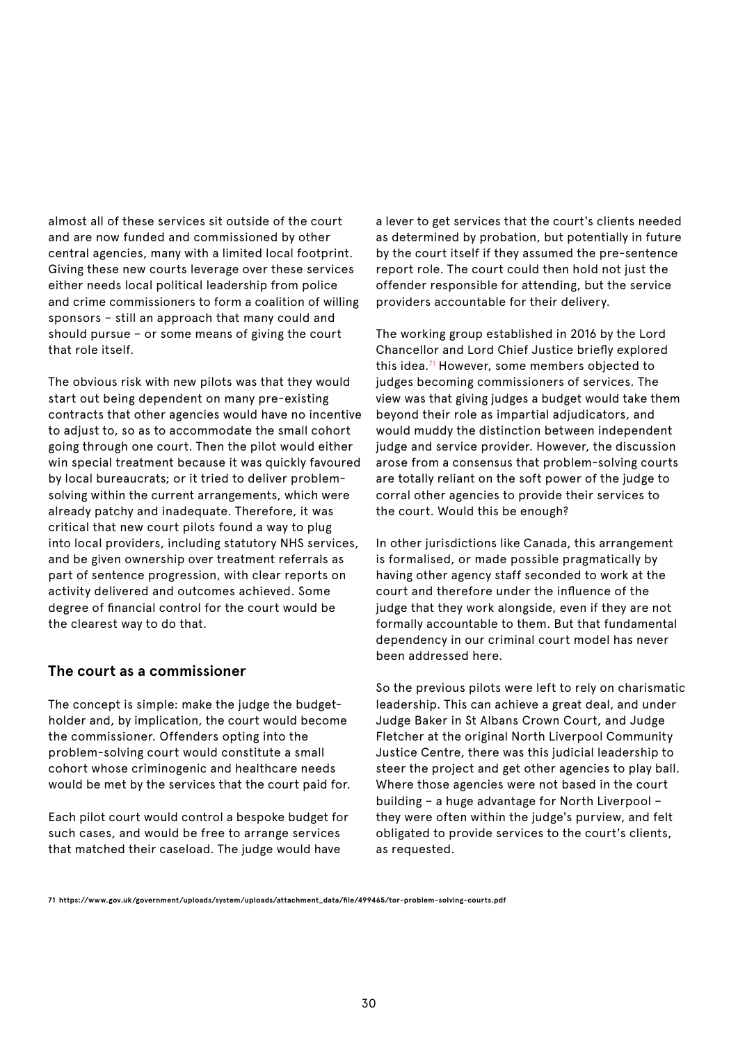almost all of these services sit outside of the court and are now funded and commissioned by other central agencies, many with a limited local footprint. Giving these new courts leverage over these services either needs local political leadership from police and crime commissioners to form a coalition of willing sponsors – still an approach that many could and should pursue – or some means of giving the court that role itself.

The obvious risk with new pilots was that they would start out being dependent on many pre-existing contracts that other agencies would have no incentive to adjust to, so as to accommodate the small cohort going through one court. Then the pilot would either win special treatment because it was quickly favoured by local bureaucrats; or it tried to deliver problem-solving within the current arrangements, which were already patchy and inadequate. Therefore, it was critical that new court pilots found a way to plug into local providers, including statutory NHS services, and be given ownership over treatment referrals as part of sentence progression, with clear reports on activity delivered and outcomes achieved. Some degree of financial control for the court would be the clearest way to do that.

### The court as a commissioner

The concept is simple: make the judge the budget-holder and, by implication, the court would become the commissioner. Offenders opting into the problem-solving court would constitute a small cohort whose criminogenic and healthcare needs would be met by the services that the court paid for.

Each pilot court would control a bespoke budget for such cases, and would be free to arrange services that matched their caseload. The judge would have a lever to get services that the court's clients needed as determined by probation, but potentially in future by the court itself if they assumed the pre-sentence report role. The court could then hold not just the offender responsible for attending, but the service providers accountable for their delivery.

The working group established in 2016 by the Lord Chancellor and Lord Chief Justice briefly explored this idea.[71] However, some members objected to judges becoming commissioners of services. The view was that giving judges a budget would take them beyond their role as impartial adjudicators, and would muddy the distinction between independent judge and service provider. However, the discussion arose from a consensus that problem-solving courts are totally reliant on the soft power of the judge to corral other agencies to provide their services to the court. Would this be enough?

In other jurisdictions like Canada, this arrangement is formalised, or made possible pragmatically by having other agency staff seconded to work at the court and therefore under the influence of the judge that they work alongside, even if they are not formally accountable to them. But that fundamental dependency in our criminal court model has never been addressed here.

So the previous pilots were left to rely on charismatic leadership. This can achieve a great deal, and under Judge Baker in St Albans Crown Court, and Judge Fletcher at the original North Liverpool Community Justice Centre, there was this judicial leadership to steer the project and get other agencies to play ball. Where those agencies were not based in the court building – a huge advantage for North Liverpool – they were often within the judge's purview, and felt obligated to provide services to the court's clients, as requested.

71 https://www.gov.uk/government/uploads/system/uploads/attachment_data/file/499465/tor-problem-solving-courts.pdf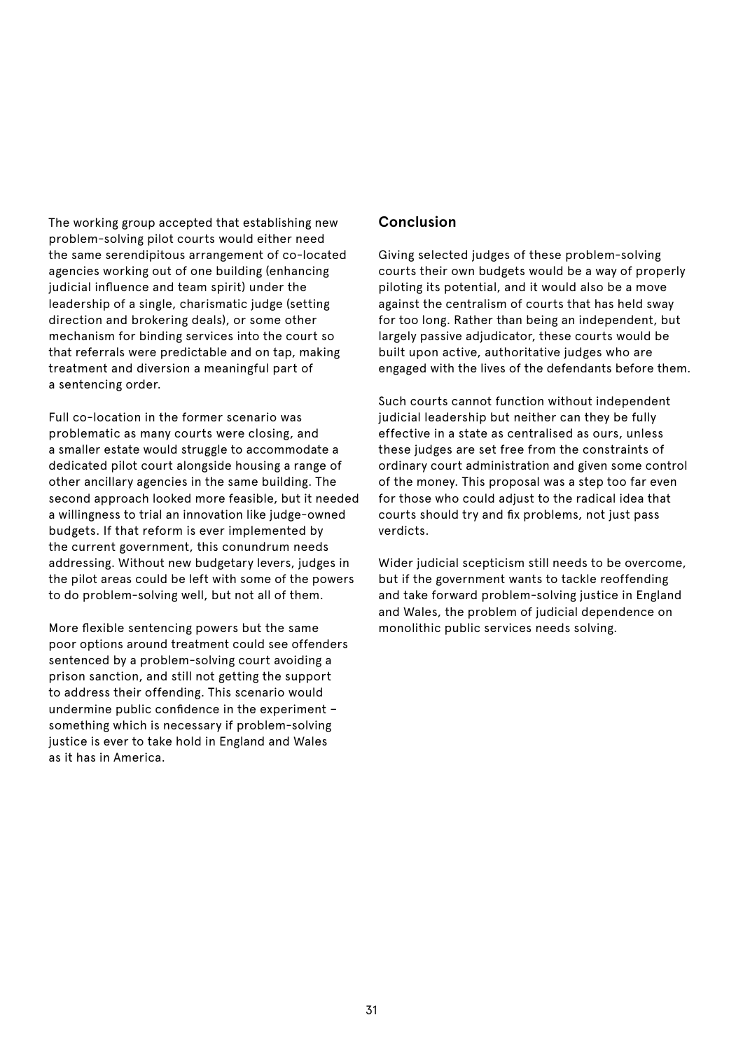The working group accepted that establishing new problem-solving pilot courts would either need the same serendipitous arrangement of co-located agencies working out of one building (enhancing judicial influence and team spirit) under the leadership of a single, charismatic judge (setting direction and brokering deals), or some other mechanism for binding services into the court so that referrals were predictable and on tap, making treatment and diversion a meaningful part of a sentencing order.

Full co-location in the former scenario was problematic as many courts were closing, and a smaller estate would struggle to accommodate a dedicated pilot court alongside housing a range of other ancillary agencies in the same building. The second approach looked more feasible, but it needed a willingness to trial an innovation like judge-owned budgets. If that reform is ever implemented by the current government, this conundrum needs addressing. Without new budgetary levers, judges in the pilot areas could be left with some of the powers to do problem-solving well, but not all of them.

More flexible sentencing powers but the same poor options around treatment could see offenders sentenced by a problem-solving court avoiding a prison sanction, and still not getting the support to address their offending. This scenario would undermine public confidence in the experiment – something which is necessary if problem-solving justice is ever to take hold in England and Wales as it has in America.

## Conclusion

Giving selected judges of these problem-solving courts their own budgets would be a way of properly piloting its potential, and it would also be a move against the centralism of courts that has held sway for too long. Rather than being an independent, but largely passive adjudicator, these courts would be built upon active, authoritative judges who are engaged with the lives of the defendants before them.

Such courts cannot function without independent judicial leadership but neither can they be fully effective in a state as centralised as ours, unless these judges are set free from the constraints of ordinary court administration and given some control of the money. This proposal was a step too far even for those who could adjust to the radical idea that courts should try and fix problems, not just pass verdicts.

Wider judicial scepticism still needs to be overcome, but if the government wants to tackle reoffending and take forward problem-solving justice in England and Wales, the problem of judicial dependence on monolithic public services needs solving.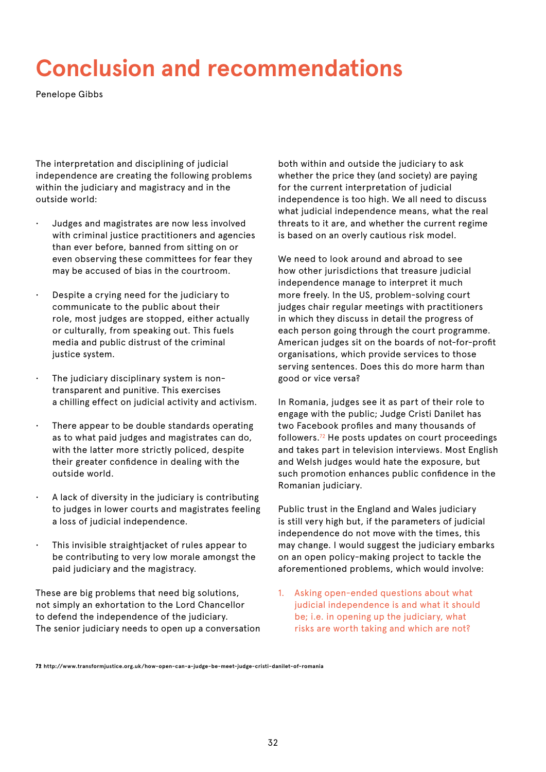# Conclusion and recommendations

Penelope Gibbs

The interpretation and disciplining of judicial independence are creating the following problems within the judiciary and magistracy and in the outside world:

- Judges and magistrates are now less involved with criminal justice practitioners and agencies than ever before, banned from sitting on or even observing these committees for fear they may be accused of bias in the courtroom.
- Despite a crying need for the judiciary to communicate to the public about their role, most judges are stopped, either actually or culturally, from speaking out. This fuels media and public distrust of the criminal justice system.
- The judiciary disciplinary system is non-transparent and punitive. This exercises a chilling effect on judicial activity and activism.
- There appear to be double standards operating as to what paid judges and magistrates can do, with the latter more strictly policed, despite their greater confidence in dealing with the outside world.
- A lack of diversity in the judiciary is contributing to judges in lower courts and magistrates feeling a loss of judicial independence.
- This invisible straightjacket of rules appear to be contributing to very low morale amongst the paid judiciary and the magistracy.

These are big problems that need big solutions, not simply an exhortation to the Lord Chancellor to defend the independence of the judiciary. The senior judiciary needs to open up a conversation both within and outside the judiciary to ask whether the price they (and society) are paying for the current interpretation of judicial independence is too high. We all need to discuss what judicial independence means, what the real threats to it are, and whether the current regime is based on an overly cautious risk model.

We need to look around and abroad to see how other jurisdictions that treasure judicial independence manage to interpret it much more freely. In the US, problem-solving court judges chair regular meetings with practitioners in which they discuss in detail the progress of each person going through the court programme. American judges sit on the boards of not-for-profit organisations, which provide services to those serving sentences. Does this do more harm than good or vice versa?

In Romania, judges see it as part of their role to engage with the public; Judge Cristi Danilet has two Facebook profiles and many thousands of followers.[72] He posts updates on court proceedings and takes part in television interviews. Most English and Welsh judges would hate the exposure, but such promotion enhances public confidence in the Romanian judiciary.

Public trust in the England and Wales judiciary is still very high but, if the parameters of judicial independence do not move with the times, this may change. I would suggest the judiciary embarks on an open policy-making project to tackle the aforementioned problems, which would involve:

1. Asking open-ended questions about what judicial independence is and what it should be; i.e. in opening up the judiciary, what risks are worth taking and which are not?

72 http://www.transformjustice.org.uk/how-open-can-a-judge-be-meet-judge-cristi-danilet-of-romania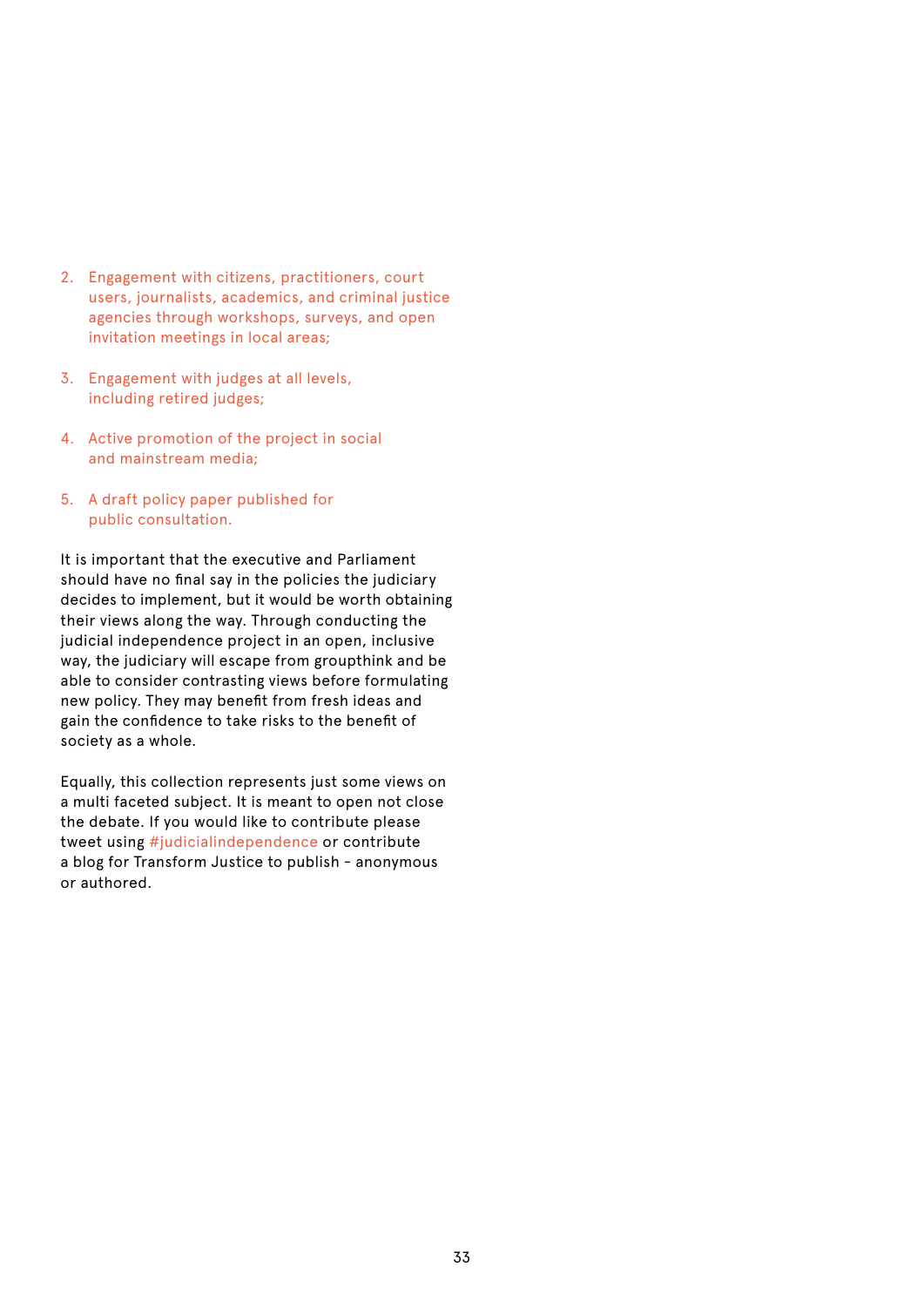2. Engagement with citizens, practitioners, court users, journalists, academics, and criminal justice agencies through workshops, surveys, and open invitation meetings in local areas;

3. Engagement with judges at all levels, including retired judges;

4. Active promotion of the project in social and mainstream media;

5. A draft policy paper published for public consultation.

It is important that the executive and Parliament should have no final say in the policies the judiciary decides to implement, but it would be worth obtaining their views along the way. Through conducting the judicial independence project in an open, inclusive way, the judiciary will escape from groupthink and be able to consider contrasting views before formulating new policy. They may benefit from fresh ideas and gain the confidence to take risks to the benefit of society as a whole.

Equally, this collection represents just some views on a multi faceted subject. It is meant to open not close the debate. If you would like to contribute please tweet using #judicialindependence or contribute a blog for Transform Justice to publish - anonymous or authored.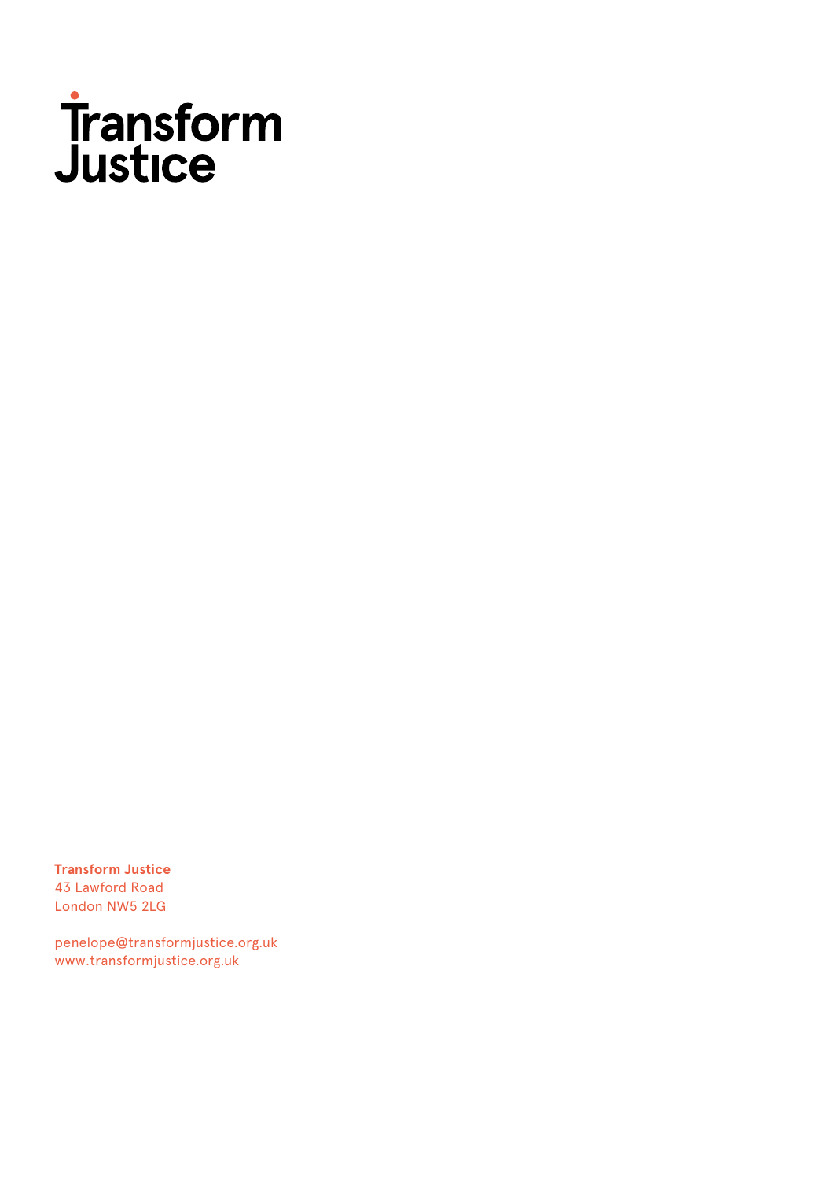# Transform Justice

**Transform Justice**
43 Lawford Road
London NW5 2LG

penelope@transformjustice.org.uk
www.transformjustice.org.uk